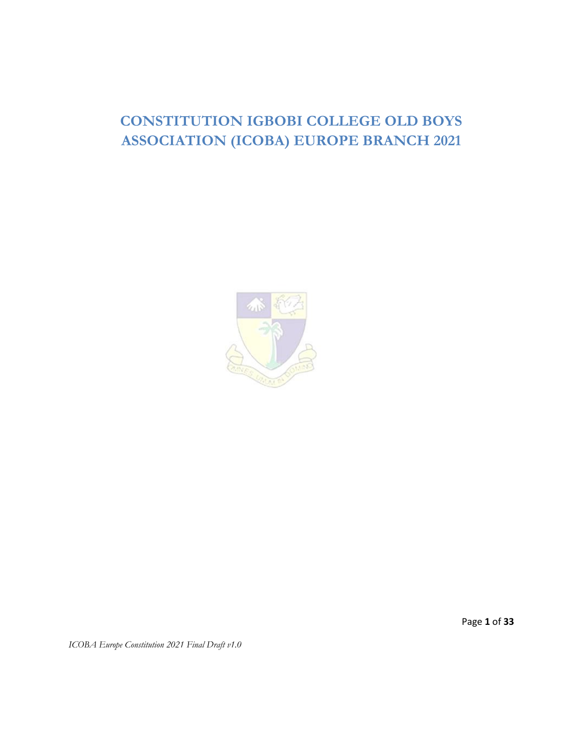# CONSTITUTION IGBOBI COLLEGE OLD BOYS ASSOCIATION (ICOBA) EUROPE BRANCH 2021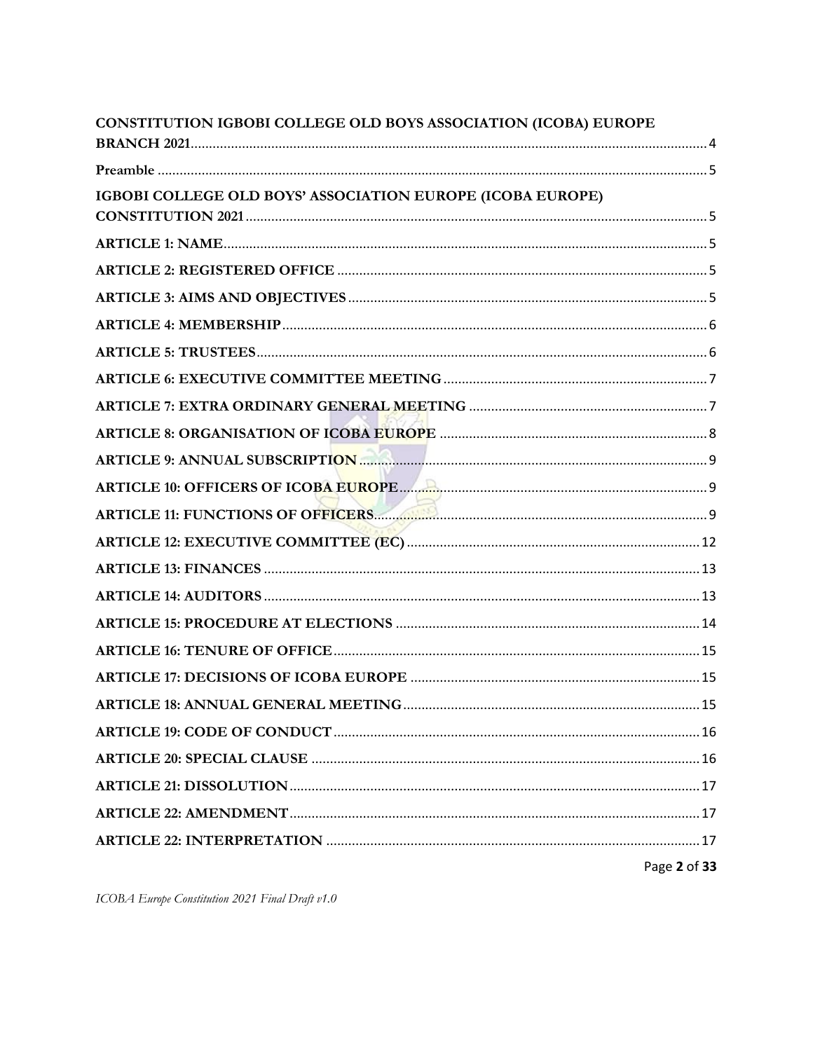CONSTITUTION IGBOBI COLLEGE OLD BOYS ASSOCIATION (ICOBA) EUROPE BRANCH 2021 ..... 4

Preamble ..... 5

IGBOBI COLLEGE OLD BOYS' ASSOCIATION EUROPE (ICOBA EUROPE) CONSTITUTION 2021 ..... 5

ARTICLE 1: NAME ..... 5

ARTICLE 2: REGISTERED OFFICE ..... 5

ARTICLE 3: AIMS AND OBJECTIVES ..... 5

ARTICLE 4: MEMBERSHIP ..... 6

ARTICLE 5: TRUSTEES ..... 6

ARTICLE 6: EXECUTIVE COMMITTEE MEETING ..... 7

ARTICLE 7: EXTRA ORDINARY GENERAL MEETING ..... 7

ARTICLE 8: ORGANISATION OF ICOBA EUROPE ..... 8

ARTICLE 9: ANNUAL SUBSCRIPTION ..... 9

ARTICLE 10: OFFICERS OF ICOBA EUROPE ..... 9

ARTICLE 11: FUNCTIONS OF OFFICERS ..... 9

ARTICLE 12: EXECUTIVE COMMITTEE (EC) ..... 12

ARTICLE 13: FINANCES ..... 13

ARTICLE 14: AUDITORS ..... 13

ARTICLE 15: PROCEDURE AT ELECTIONS ..... 14

ARTICLE 16: TENURE OF OFFICE ..... 15

ARTICLE 17: DECISIONS OF ICOBA EUROPE ..... 15

ARTICLE 18: ANNUAL GENERAL MEETING ..... 15

ARTICLE 19: CODE OF CONDUCT ..... 16

ARTICLE 20: SPECIAL CLAUSE ..... 16

ARTICLE 21: DISSOLUTION ..... 17

ARTICLE 22: AMENDMENT ..... 17

ARTICLE 22: INTERPRETATION ..... 17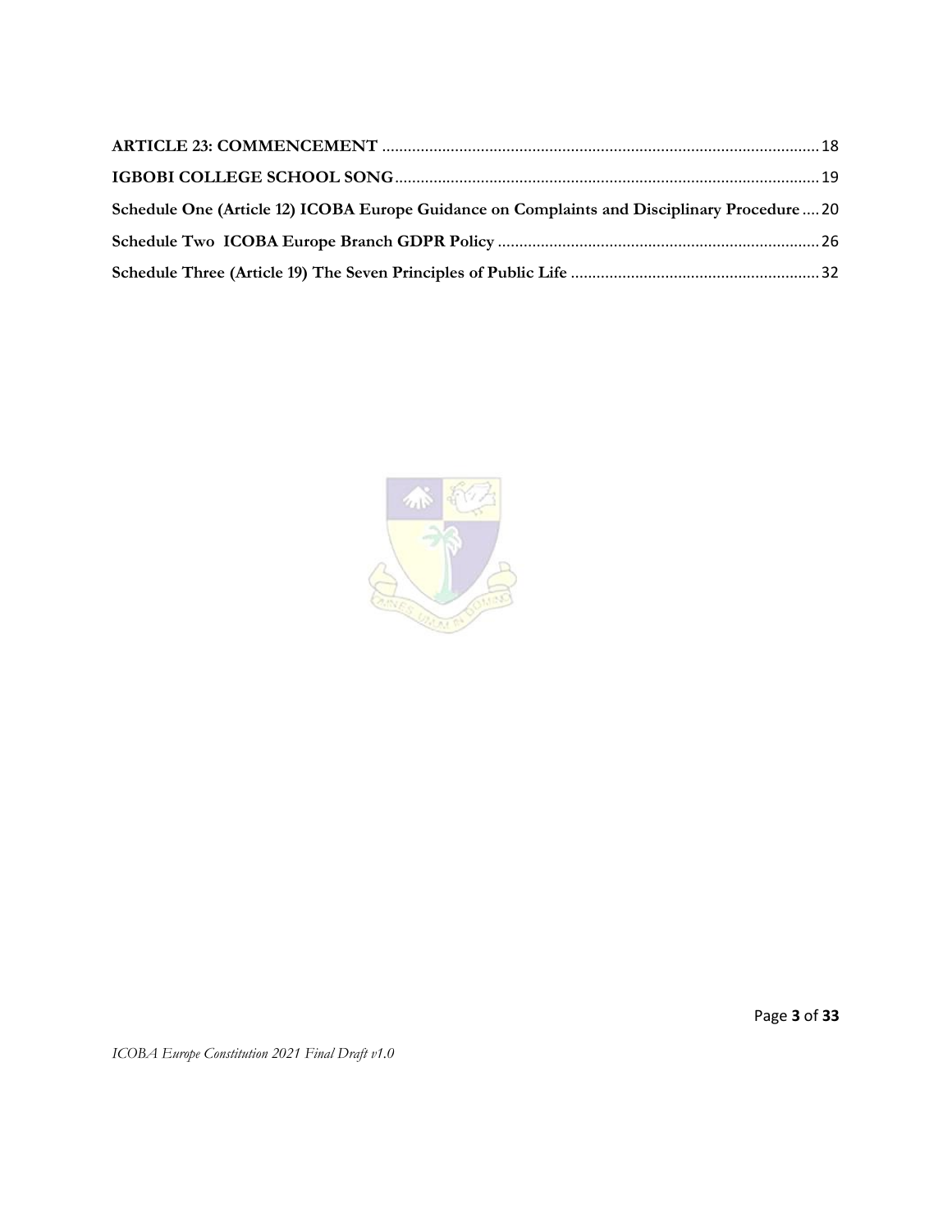**ARTICLE 23: COMMENCEMENT** ..................................................................................................... 18

**IGBOBI COLLEGE SCHOOL SONG** .................................................................................................. 19

**Schedule One (Article 12) ICOBA Europe Guidance on Complaints and Disciplinary Procedure** .... 20

**Schedule Two ICOBA Europe Branch GDPR Policy** ........................................................................... 26

**Schedule Three (Article 19) The Seven Principles of Public Life** ......................................................... 32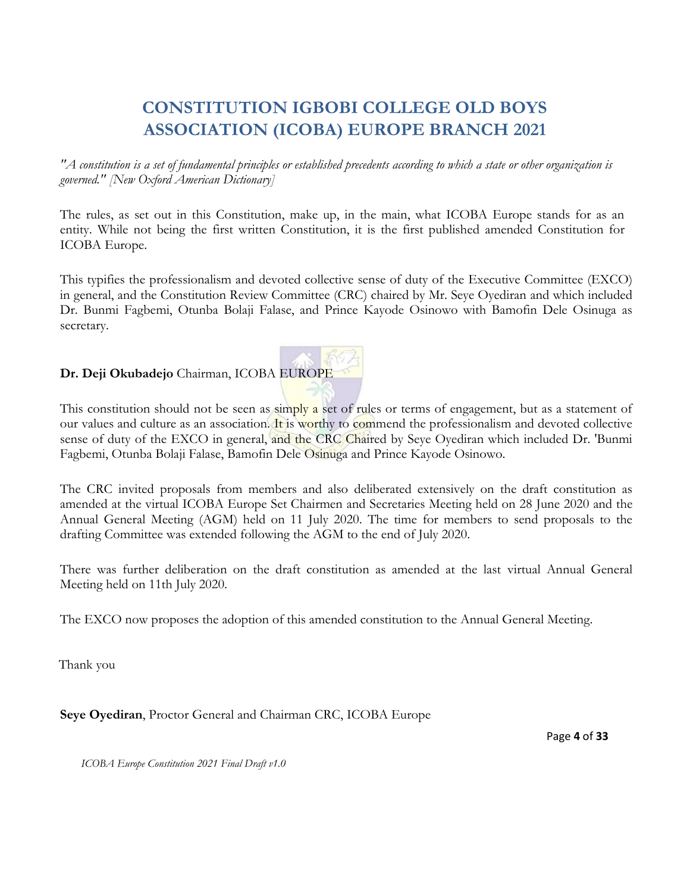# CONSTITUTION IGBOBI COLLEGE OLD BOYS ASSOCIATION (ICOBA) EUROPE BRANCH 2021

*"A constitution is a set of fundamental principles or established precedents according to which a state or other organization is governed." [New Oxford American Dictionary]*

The rules, as set out in this Constitution, make up, in the main, what ICOBA Europe stands for as an entity. While not being the first written Constitution, it is the first published amended Constitution for ICOBA Europe.

This typifies the professionalism and devoted collective sense of duty of the Executive Committee (EXCO) in general, and the Constitution Review Committee (CRC) chaired by Mr. Seye Oyediran and which included Dr. Bunmi Fagbemi, Otunba Bolaji Falase, and Prince Kayode Osinowo with Bamofin Dele Osinuga as secretary.

**Dr. Deji Okubadejo** Chairman, ICOBA EUROPE

This constitution should not be seen as simply a set of rules or terms of engagement, but as a statement of our values and culture as an association. It is worthy to commend the professionalism and devoted collective sense of duty of the EXCO in general, and the CRC Chaired by Seye Oyediran which included Dr. 'Bunmi Fagbemi, Otunba Bolaji Falase, Bamofin Dele Osinuga and Prince Kayode Osinowo.

The CRC invited proposals from members and also deliberated extensively on the draft constitution as amended at the virtual ICOBA Europe Set Chairmen and Secretaries Meeting held on 28 June 2020 and the Annual General Meeting (AGM) held on 11 July 2020. The time for members to send proposals to the drafting Committee was extended following the AGM to the end of July 2020.

There was further deliberation on the draft constitution as amended at the last virtual Annual General Meeting held on 11th July 2020.

The EXCO now proposes the adoption of this amended constitution to the Annual General Meeting.

Thank you

**Seye Oyediran**, Proctor General and Chairman CRC, ICOBA Europe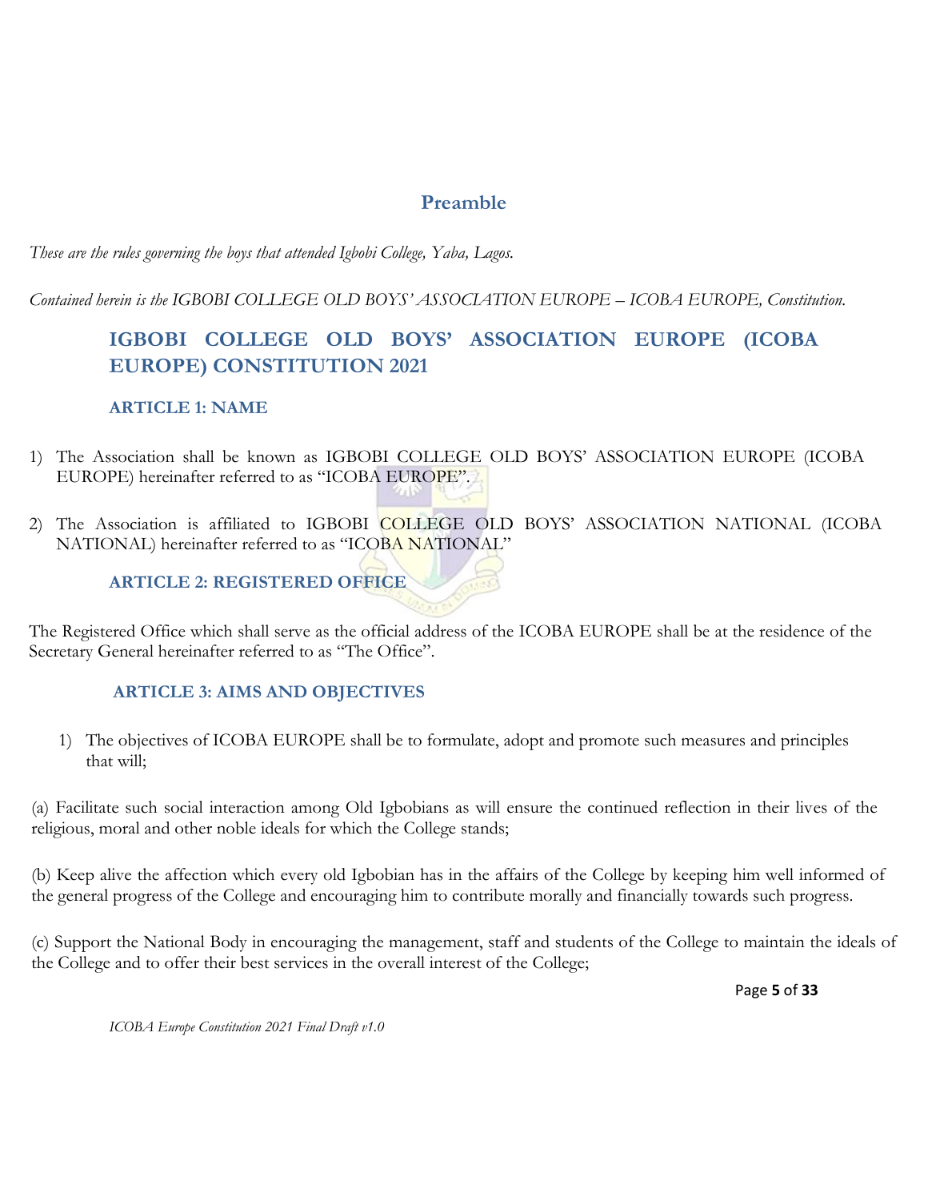## Preamble

*These are the rules governing the boys that attended Igbobi College, Yaba, Lagos.*

*Contained herein is the IGBOBI COLLEGE OLD BOYS' ASSOCIATION EUROPE – ICOBA EUROPE, Constitution.*

# IGBOBI COLLEGE OLD BOYS' ASSOCIATION EUROPE (ICOBA EUROPE) CONSTITUTION 2021

### ARTICLE 1: NAME

1) The Association shall be known as IGBOBI COLLEGE OLD BOYS' ASSOCIATION EUROPE (ICOBA EUROPE) hereinafter referred to as "ICOBA EUROPE".

2) The Association is affiliated to IGBOBI COLLEGE OLD BOYS' ASSOCIATION NATIONAL (ICOBA NATIONAL) hereinafter referred to as "ICOBA NATIONAL"

### ARTICLE 2: REGISTERED OFFICE

The Registered Office which shall serve as the official address of the ICOBA EUROPE shall be at the residence of the Secretary General hereinafter referred to as "The Office".

### ARTICLE 3: AIMS AND OBJECTIVES

1) The objectives of ICOBA EUROPE shall be to formulate, adopt and promote such measures and principles that will;

(a) Facilitate such social interaction among Old Igbobians as will ensure the continued reflection in their lives of the religious, moral and other noble ideals for which the College stands;

(b) Keep alive the affection which every old Igbobian has in the affairs of the College by keeping him well informed of the general progress of the College and encouraging him to contribute morally and financially towards such progress.

(c) Support the National Body in encouraging the management, staff and students of the College to maintain the ideals of the College and to offer their best services in the overall interest of the College;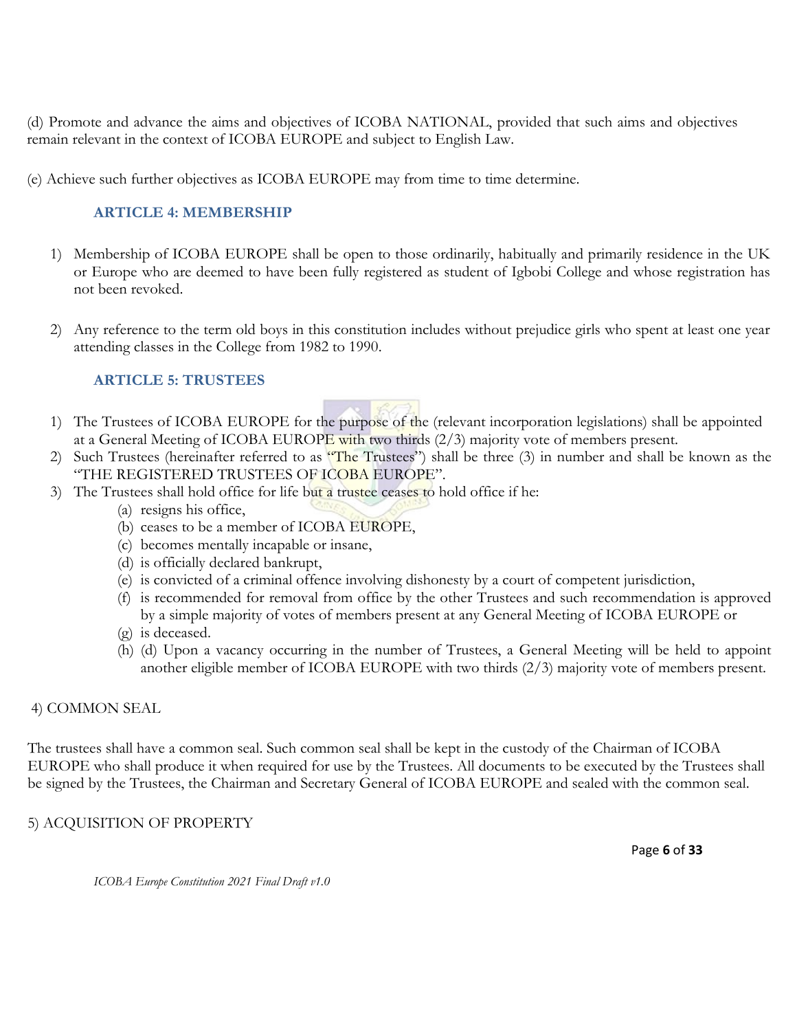(d) Promote and advance the aims and objectives of ICOBA NATIONAL, provided that such aims and objectives remain relevant in the context of ICOBA EUROPE and subject to English Law.

(e) Achieve such further objectives as ICOBA EUROPE may from time to time determine.

### ARTICLE 4: MEMBERSHIP

1) Membership of ICOBA EUROPE shall be open to those ordinarily, habitually and primarily residence in the UK or Europe who are deemed to have been fully registered as student of Igbobi College and whose registration has not been revoked.

2) Any reference to the term old boys in this constitution includes without prejudice girls who spent at least one year attending classes in the College from 1982 to 1990.

### ARTICLE 5: TRUSTEES

1) The Trustees of ICOBA EUROPE for the purpose of the (relevant incorporation legislations) shall be appointed at a General Meeting of ICOBA EUROPE with two thirds (2/3) majority vote of members present.
2) Such Trustees (hereinafter referred to as "The Trustees") shall be three (3) in number and shall be known as the "THE REGISTERED TRUSTEES OF ICOBA EUROPE".
3) The Trustees shall hold office for life but a trustee ceases to hold office if he:
   (a) resigns his office,
   (b) ceases to be a member of ICOBA EUROPE,
   (c) becomes mentally incapable or insane,
   (d) is officially declared bankrupt,
   (e) is convicted of a criminal offence involving dishonesty by a court of competent jurisdiction,
   (f) is recommended for removal from office by the other Trustees and such recommendation is approved by a simple majority of votes of members present at any General Meeting of ICOBA EUROPE or
   (g) is deceased.
   (h) (d) Upon a vacancy occurring in the number of Trustees, a General Meeting will be held to appoint another eligible member of ICOBA EUROPE with two thirds (2/3) majority vote of members present.

4) COMMON SEAL

The trustees shall have a common seal. Such common seal shall be kept in the custody of the Chairman of ICOBA EUROPE who shall produce it when required for use by the Trustees. All documents to be executed by the Trustees shall be signed by the Trustees, the Chairman and Secretary General of ICOBA EUROPE and sealed with the common seal.

5) ACQUISITION OF PROPERTY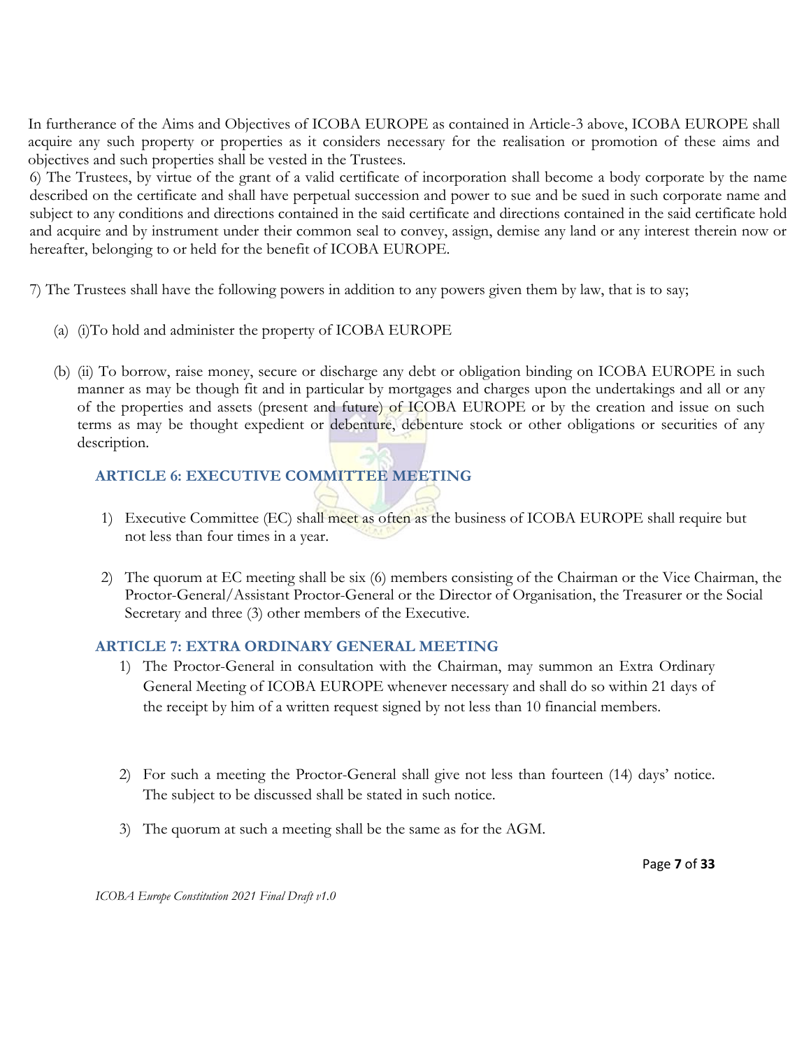In furtherance of the Aims and Objectives of ICOBA EUROPE as contained in Article-3 above, ICOBA EUROPE shall acquire any such property or properties as it considers necessary for the realisation or promotion of these aims and objectives and such properties shall be vested in the Trustees.

6) The Trustees, by virtue of the grant of a valid certificate of incorporation shall become a body corporate by the name described on the certificate and shall have perpetual succession and power to sue and be sued in such corporate name and subject to any conditions and directions contained in the said certificate and directions contained in the said certificate hold and acquire and by instrument under their common seal to convey, assign, demise any land or any interest therein now or hereafter, belonging to or held for the benefit of ICOBA EUROPE.

7) The Trustees shall have the following powers in addition to any powers given them by law, that is to say;

(a) (i)To hold and administer the property of ICOBA EUROPE

(b) (ii) To borrow, raise money, secure or discharge any debt or obligation binding on ICOBA EUROPE in such manner as may be though fit and in particular by mortgages and charges upon the undertakings and all or any of the properties and assets (present and future) of ICOBA EUROPE or by the creation and issue on such terms as may be thought expedient or debenture, debenture stock or other obligations or securities of any description.

### ARTICLE 6: EXECUTIVE COMMITTEE MEETING

1) Executive Committee (EC) shall meet as often as the business of ICOBA EUROPE shall require but not less than four times in a year.

2) The quorum at EC meeting shall be six (6) members consisting of the Chairman or the Vice Chairman, the Proctor-General/Assistant Proctor-General or the Director of Organisation, the Treasurer or the Social Secretary and three (3) other members of the Executive.

### ARTICLE 7: EXTRA ORDINARY GENERAL MEETING

1) The Proctor-General in consultation with the Chairman, may summon an Extra Ordinary General Meeting of ICOBA EUROPE whenever necessary and shall do so within 21 days of the receipt by him of a written request signed by not less than 10 financial members.

2) For such a meeting the Proctor-General shall give not less than fourteen (14) days' notice. The subject to be discussed shall be stated in such notice.

3) The quorum at such a meeting shall be the same as for the AGM.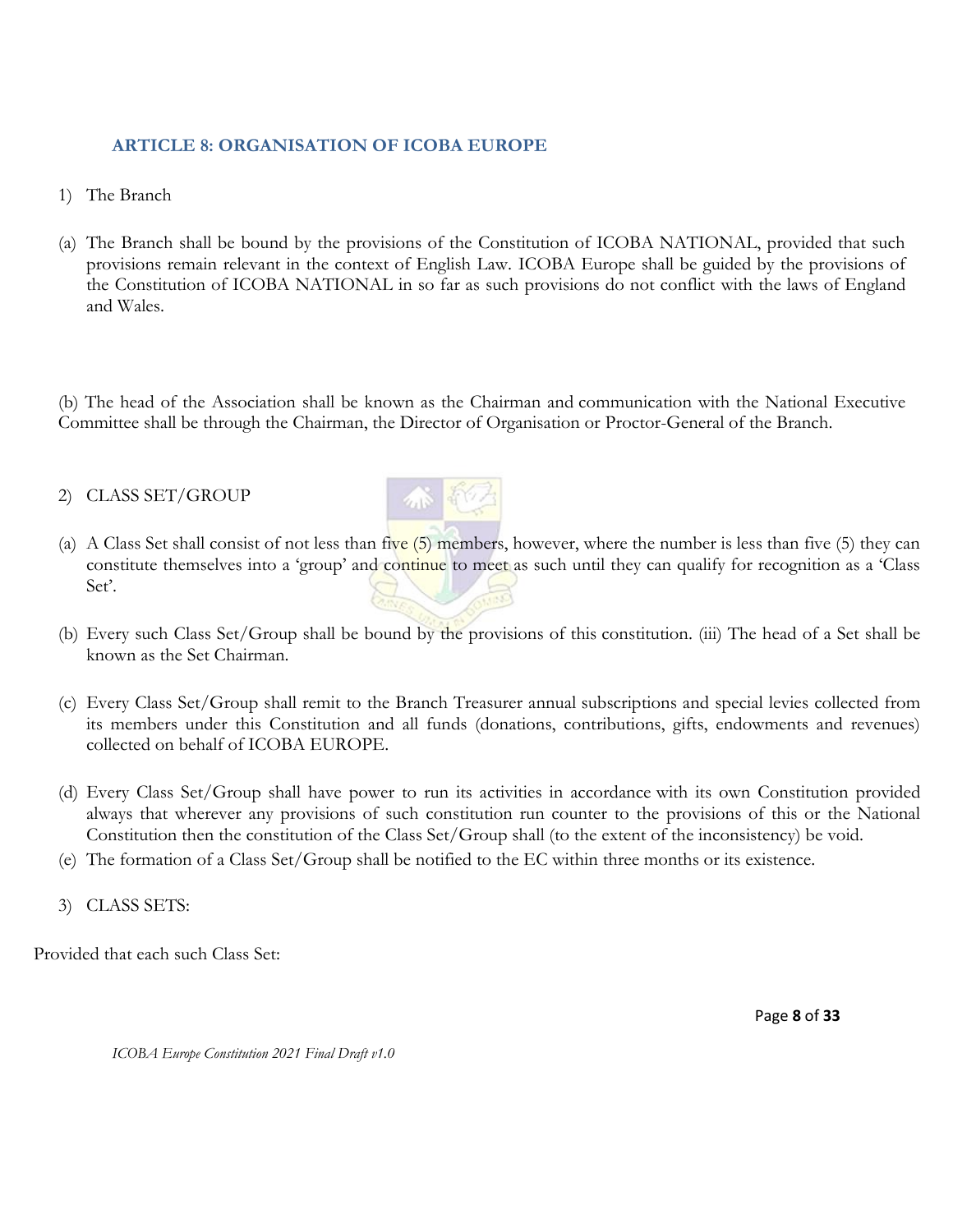### ARTICLE 8: ORGANISATION OF ICOBA EUROPE

1) The Branch

(a) The Branch shall be bound by the provisions of the Constitution of ICOBA NATIONAL, provided that such provisions remain relevant in the context of English Law. ICOBA Europe shall be guided by the provisions of the Constitution of ICOBA NATIONAL in so far as such provisions do not conflict with the laws of England and Wales.

(b) The head of the Association shall be known as the Chairman and communication with the National Executive Committee shall be through the Chairman, the Director of Organisation or Proctor-General of the Branch.

2) CLASS SET/GROUP

(a) A Class Set shall consist of not less than five (5) members, however, where the number is less than five (5) they can constitute themselves into a 'group' and continue to meet as such until they can qualify for recognition as a 'Class Set'.

(b) Every such Class Set/Group shall be bound by the provisions of this constitution. (iii) The head of a Set shall be known as the Set Chairman.

(c) Every Class Set/Group shall remit to the Branch Treasurer annual subscriptions and special levies collected from its members under this Constitution and all funds (donations, contributions, gifts, endowments and revenues) collected on behalf of ICOBA EUROPE.

(d) Every Class Set/Group shall have power to run its activities in accordance with its own Constitution provided always that wherever any provisions of such constitution run counter to the provisions of this or the National Constitution then the constitution of the Class Set/Group shall (to the extent of the inconsistency) be void.

(e) The formation of a Class Set/Group shall be notified to the EC within three months or its existence.

3) CLASS SETS:

Provided that each such Class Set: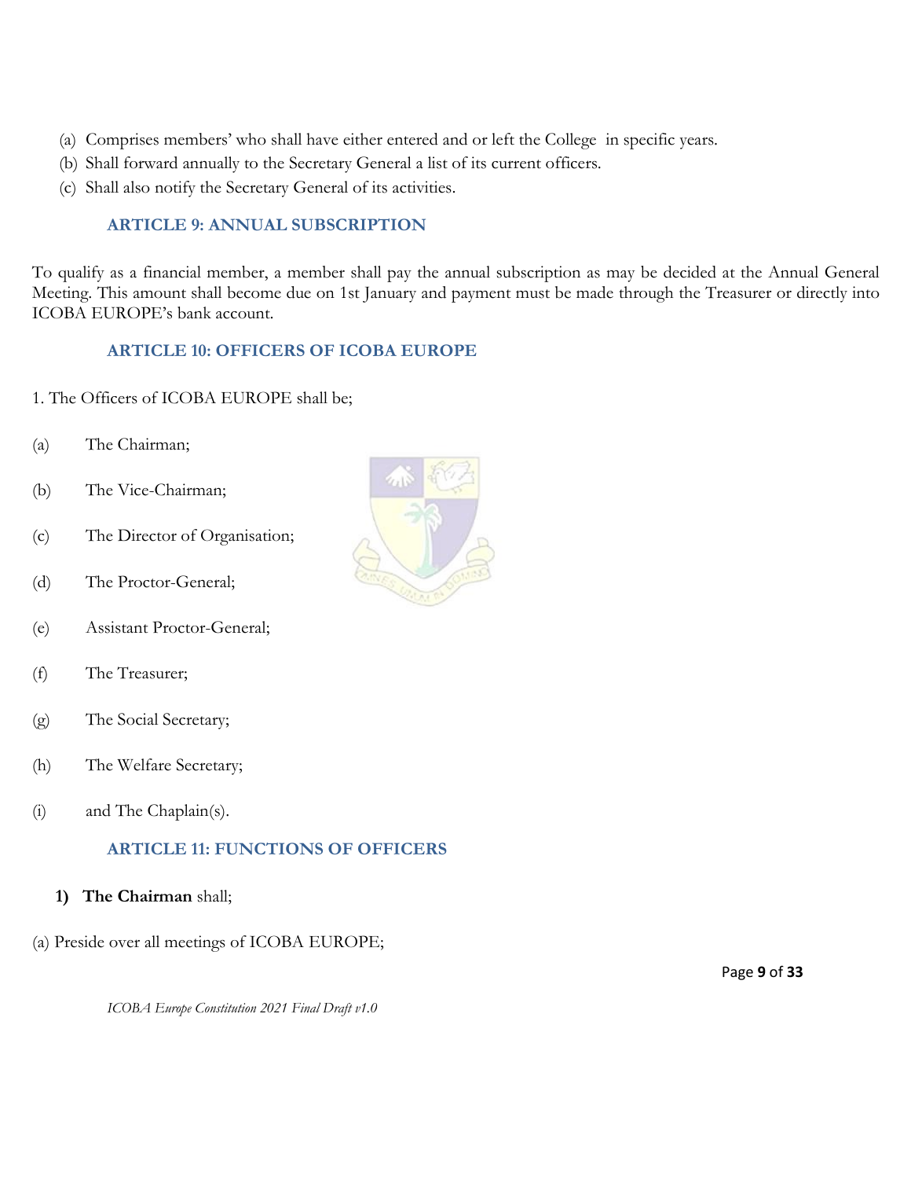(a) Comprises members' who shall have either entered and or left the College in specific years.
(b) Shall forward annually to the Secretary General a list of its current officers.
(c) Shall also notify the Secretary General of its activities.

### ARTICLE 9: ANNUAL SUBSCRIPTION

To qualify as a financial member, a member shall pay the annual subscription as may be decided at the Annual General Meeting. This amount shall become due on 1st January and payment must be made through the Treasurer or directly into ICOBA EUROPE's bank account.

### ARTICLE 10: OFFICERS OF ICOBA EUROPE

1. The Officers of ICOBA EUROPE shall be;

(a) The Chairman;

(b) The Vice-Chairman;

(c) The Director of Organisation;

(d) The Proctor-General;

(e) Assistant Proctor-General;

(f) The Treasurer;

(g) The Social Secretary;

(h) The Welfare Secretary;

(i) and The Chaplain(s).

### ARTICLE 11: FUNCTIONS OF OFFICERS

1) **The Chairman** shall;

(a) Preside over all meetings of ICOBA EUROPE;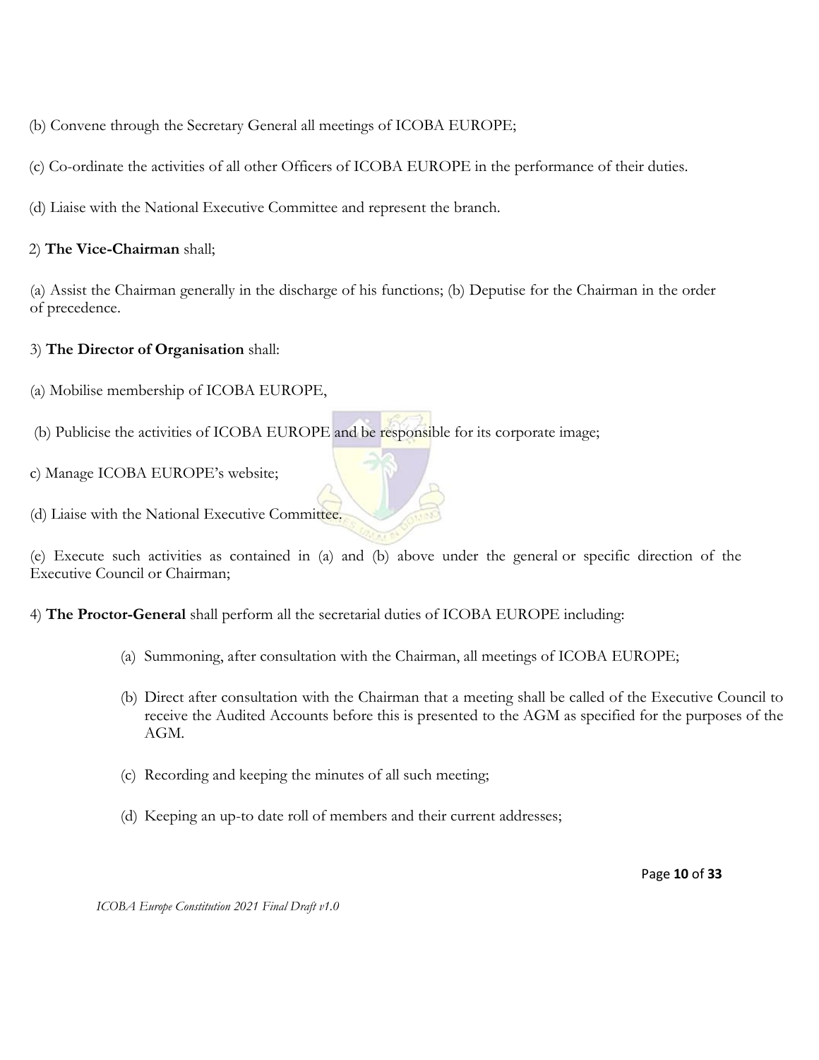(b) Convene through the Secretary General all meetings of ICOBA EUROPE;

(c) Co-ordinate the activities of all other Officers of ICOBA EUROPE in the performance of their duties.

(d) Liaise with the National Executive Committee and represent the branch.

2) **The Vice-Chairman** shall;

(a) Assist the Chairman generally in the discharge of his functions; (b) Deputise for the Chairman in the order of precedence.

3) **The Director of Organisation** shall:

(a) Mobilise membership of ICOBA EUROPE,

(b) Publicise the activities of ICOBA EUROPE and be responsible for its corporate image;

c) Manage ICOBA EUROPE's website;

(d) Liaise with the National Executive Committee.

(e) Execute such activities as contained in (a) and (b) above under the general or specific direction of the Executive Council or Chairman;

4) **The Proctor-General** shall perform all the secretarial duties of ICOBA EUROPE including:

(a) Summoning, after consultation with the Chairman, all meetings of ICOBA EUROPE;

(b) Direct after consultation with the Chairman that a meeting shall be called of the Executive Council to receive the Audited Accounts before this is presented to the AGM as specified for the purposes of the AGM.

(c) Recording and keeping the minutes of all such meeting;

(d) Keeping an up-to date roll of members and their current addresses;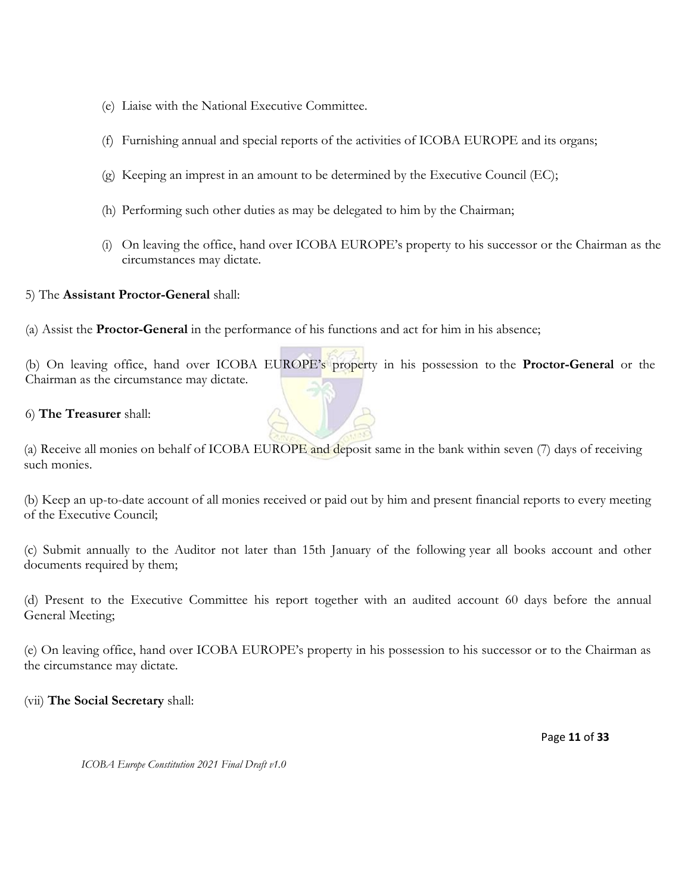(e) Liaise with the National Executive Committee.

(f) Furnishing annual and special reports of the activities of ICOBA EUROPE and its organs;

(g) Keeping an impress in an amount to be determined by the Executive Council (EC);

(h) Performing such other duties as may be delegated to him by the Chairman;

(i) On leaving the office, hand over ICOBA EUROPE's property to his successor or the Chairman as the circumstances may dictate.

5) The **Assistant Proctor-General** shall:

(a) Assist the **Proctor-General** in the performance of his functions and act for him in his absence;

(b) On leaving office, hand over ICOBA EUROPE's property in his possession to the **Proctor-General** or the Chairman as the circumstance may dictate.

6) **The Treasurer** shall:

(a) Receive all monies on behalf of ICOBA EUROPE and deposit same in the bank within seven (7) days of receiving such monies.

(b) Keep an up-to-date account of all monies received or paid out by him and present financial reports to every meeting of the Executive Council;

(c) Submit annually to the Auditor not later than 15th January of the following year all books account and other documents required by them;

(d) Present to the Executive Committee his report together with an audited account 60 days before the annual General Meeting;

(e) On leaving office, hand over ICOBA EUROPE's property in his possession to his successor or to the Chairman as the circumstance may dictate.

(vii) **The Social Secretary** shall: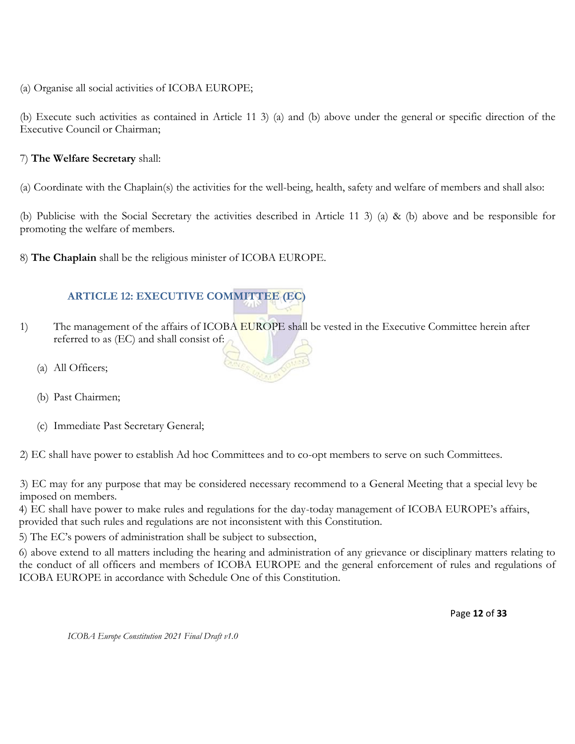(a) Organise all social activities of ICOBA EUROPE;

(b) Execute such activities as contained in Article 11 3) (a) and (b) above under the general or specific direction of the Executive Council or Chairman;

7) **The Welfare Secretary** shall:

(a) Coordinate with the Chaplain(s) the activities for the well-being, health, safety and welfare of members and shall also:

(b) Publicise with the Social Secretary the activities described in Article 11 3) (a) & (b) above and be responsible for promoting the welfare of members.

8) **The Chaplain** shall be the religious minister of ICOBA EUROPE.

## ARTICLE 12: EXECUTIVE COMMITTEE (EC)

1) The management of the affairs of ICOBA EUROPE shall be vested in the Executive Committee herein after referred to as (EC) and shall consist of:

   (a) All Officers;

   (b) Past Chairmen;

   (c) Immediate Past Secretary General;

2) EC shall have power to establish Ad hoc Committees and to co-opt members to serve on such Committees.

3) EC may for any purpose that may be considered necessary recommend to a General Meeting that a special levy be imposed on members.

4) EC shall have power to make rules and regulations for the day-today management of ICOBA EUROPE's affairs, provided that such rules and regulations are not inconsistent with this Constitution.

5) The EC's powers of administration shall be subject to subsection,

6) above extend to all matters including the hearing and administration of any grievance or disciplinary matters relating to the conduct of all officers and members of ICOBA EUROPE and the general enforcement of rules and regulations of ICOBA EUROPE in accordance with Schedule One of this Constitution.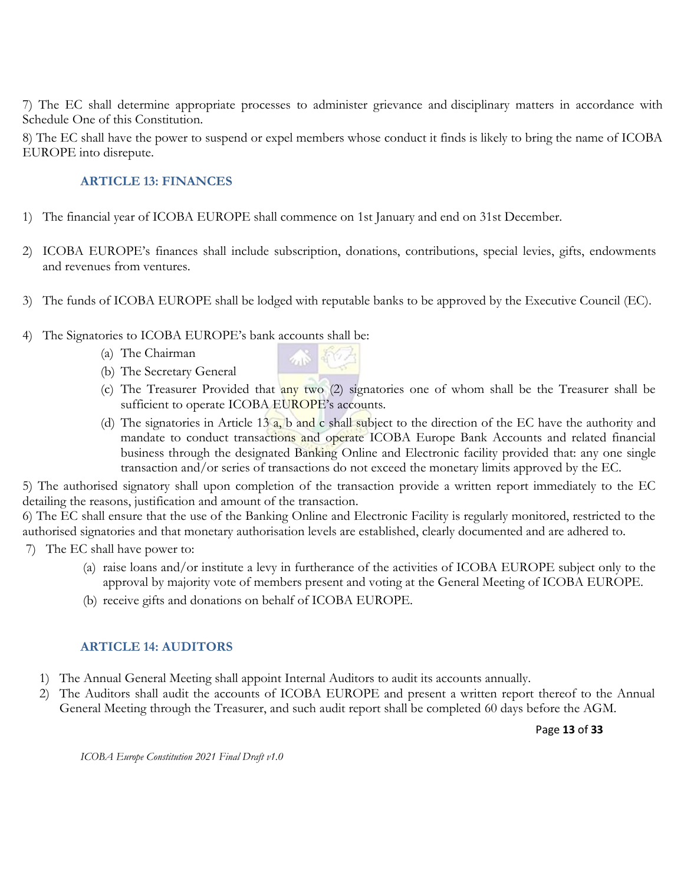7) The EC shall determine appropriate processes to administer grievance and disciplinary matters in accordance with Schedule One of this Constitution.

8) The EC shall have the power to suspend or expel members whose conduct it finds is likely to bring the name of ICOBA EUROPE into disrepute.

### ARTICLE 13: FINANCES

1) The financial year of ICOBA EUROPE shall commence on 1st January and end on 31st December.

2) ICOBA EUROPE's finances shall include subscription, donations, contributions, special levies, gifts, endowments and revenues from ventures.

3) The funds of ICOBA EUROPE shall be lodged with reputable banks to be approved by the Executive Council (EC).

4) The Signatories to ICOBA EUROPE's bank accounts shall be:
   - (a) The Chairman
   - (b) The Secretary General
   - (c) The Treasurer Provided that any two (2) signatories one of whom shall be the Treasurer shall be sufficient to operate ICOBA EUROPE's accounts.
   - (d) The signatories in Article 13 a, b and c shall subject to the direction of the EC have the authority and mandate to conduct transactions and operate ICOBA Europe Bank Accounts and related financial business through the designated Banking Online and Electronic facility provided that: any one single transaction and/or series of transactions do not exceed the monetary limits approved by the EC.

5) The authorised signatory shall upon completion of the transaction provide a written report immediately to the EC detailing the reasons, justification and amount of the transaction.

6) The EC shall ensure that the use of the Banking Online and Electronic Facility is regularly monitored, restricted to the authorised signatories and that monetary authorisation levels are established, clearly documented and are adhered to.

7) The EC shall have power to:
   - (a) raise loans and/or institute a levy in furtherance of the activities of ICOBA EUROPE subject only to the approval by majority vote of members present and voting at the General Meeting of ICOBA EUROPE.
   - (b) receive gifts and donations on behalf of ICOBA EUROPE.

### ARTICLE 14: AUDITORS

1) The Annual General Meeting shall appoint Internal Auditors to audit its accounts annually.
2) The Auditors shall audit the accounts of ICOBA EUROPE and present a written report thereof to the Annual General Meeting through the Treasurer, and such audit report shall be completed 60 days before the AGM.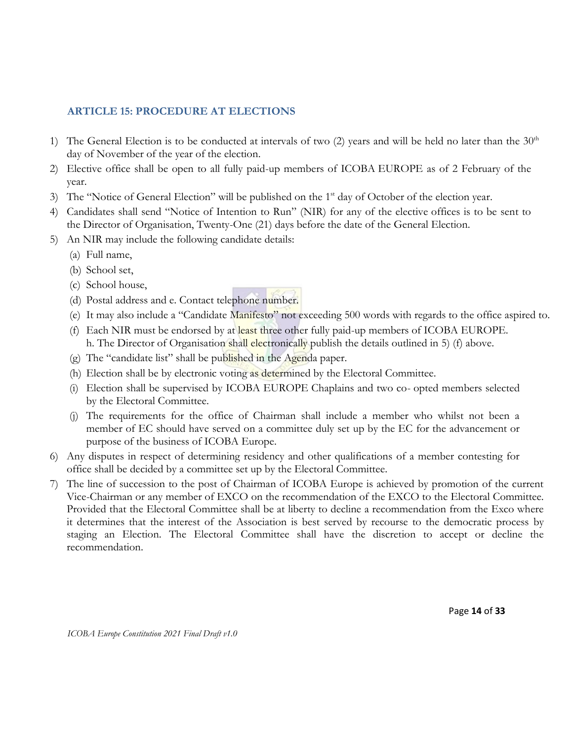### ARTICLE 15: PROCEDURE AT ELECTIONS

1) The General Election is to be conducted at intervals of two (2) years and will be held no later than the 30th day of November of the year of the election.
2) Elective office shall be open to all fully paid-up members of ICOBA EUROPE as of 2 February of the year.
3) The "Notice of General Election" will be published on the 1st day of October of the election year.
4) Candidates shall send "Notice of Intention to Run" (NIR) for any of the elective offices is to be sent to the Director of Organisation, Twenty-One (21) days before the date of the General Election.
5) An NIR may include the following candidate details:
   (a) Full name,
   (b) School set,
   (c) School house,
   (d) Postal address and e. Contact telephone number.
   (e) It may also include a "Candidate Manifesto" not exceeding 500 words with regards to the office aspired to.
   (f) Each NIR must be endorsed by at least three other fully paid-up members of ICOBA EUROPE.
   h. The Director of Organisation shall electronically publish the details outlined in 5) (f) above.
   (g) The "candidate list" shall be published in the Agenda paper.
   (h) Election shall be by electronic voting as determined by the Electoral Committee.
   (i) Election shall be supervised by ICOBA EUROPE Chaplains and two co- opted members selected by the Electoral Committee.
   (j) The requirements for the office of Chairman shall include a member who whilst not been a member of EC should have served on a committee duly set up by the EC for the advancement or purpose of the business of ICOBA Europe.
6) Any disputes in respect of determining residency and other qualifications of a member contesting for office shall be decided by a committee set up by the Electoral Committee.
7) The line of succession to the post of Chairman of ICOBA Europe is achieved by promotion of the current Vice-Chairman or any member of EXCO on the recommendation of the EXCO to the Electoral Committee. Provided that the Electoral Committee shall be at liberty to decline a recommendation from the Exco where it determines that the interest of the Association is best served by recourse to the democratic process by staging an Election. The Electoral Committee shall have the discretion to accept or decline the recommendation.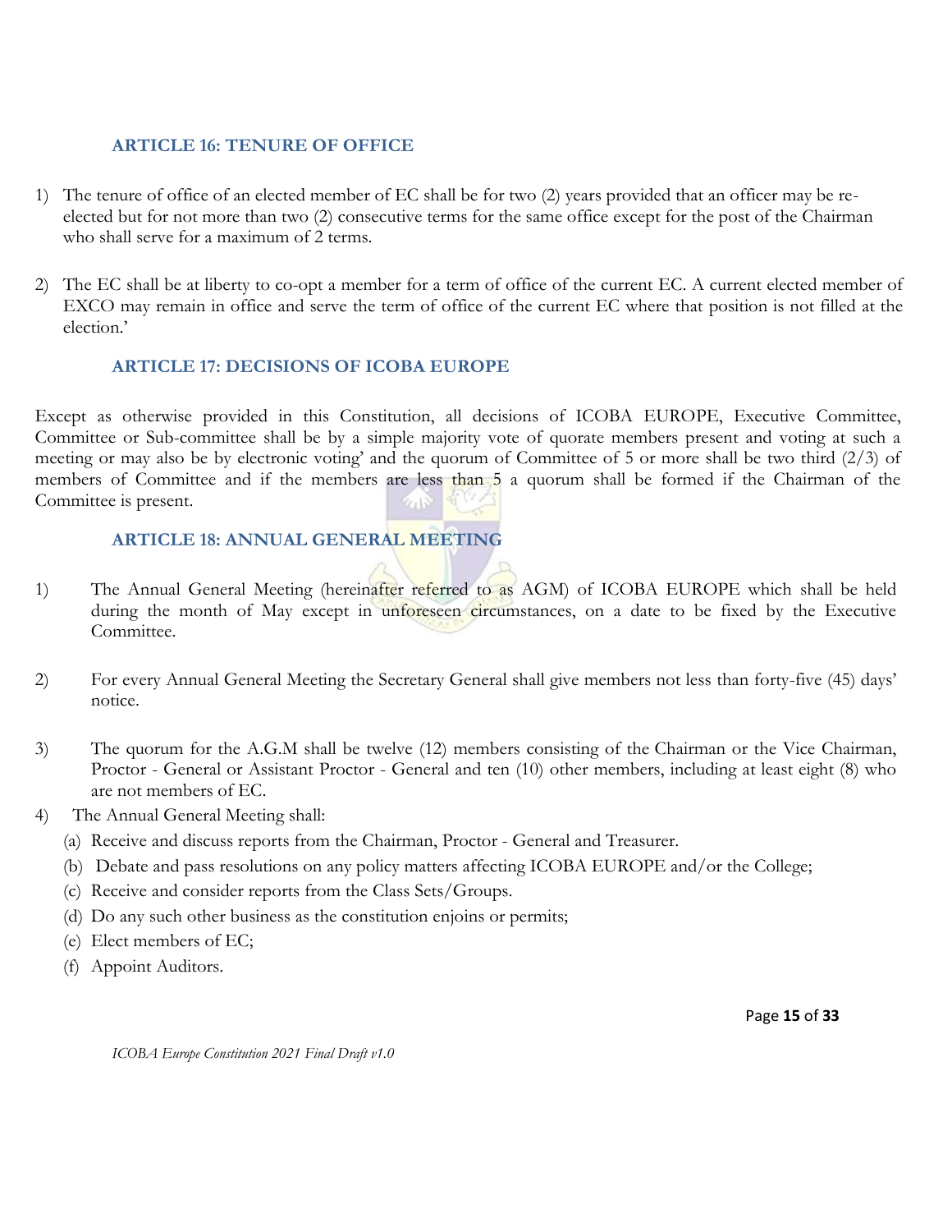### ARTICLE 16: TENURE OF OFFICE

1) The tenure of office of an elected member of EC shall be for two (2) years provided that an officer may be re-elected but for not more than two (2) consecutive terms for the same office except for the post of the Chairman who shall serve for a maximum of 2 terms.

2) The EC shall be at liberty to co-opt a member for a term of office of the current EC. A current elected member of EXCO may remain in office and serve the term of office of the current EC where that position is not filled at the election.'

### ARTICLE 17: DECISIONS OF ICOBA EUROPE

Except as otherwise provided in this Constitution, all decisions of ICOBA EUROPE, Executive Committee, Committee or Sub-committee shall be by a simple majority vote of quorate members present and voting at such a meeting or may also be by electronic voting' and the quorum of Committee of 5 or more shall be two third (2/3) of members of Committee and if the members are less than 5 a quorum shall be formed if the Chairman of the Committee is present.

### ARTICLE 18: ANNUAL GENERAL MEETING

1) The Annual General Meeting (hereinafter referred to as AGM) of ICOBA EUROPE which shall be held during the month of May except in unforeseen circumstances, on a date to be fixed by the Executive Committee.

2) For every Annual General Meeting the Secretary General shall give members not less than forty-five (45) days' notice.

3) The quorum for the A.G.M shall be twelve (12) members consisting of the Chairman or the Vice Chairman, Proctor - General or Assistant Proctor - General and ten (10) other members, including at least eight (8) who are not members of EC.

4) The Annual General Meeting shall:
   (a) Receive and discuss reports from the Chairman, Proctor - General and Treasurer.
   (b) Debate and pass resolutions on any policy matters affecting ICOBA EUROPE and/or the College;
   (c) Receive and consider reports from the Class Sets/Groups.
   (d) Do any such other business as the constitution enjoins or permits;
   (e) Elect members of EC;
   (f) Appoint Auditors.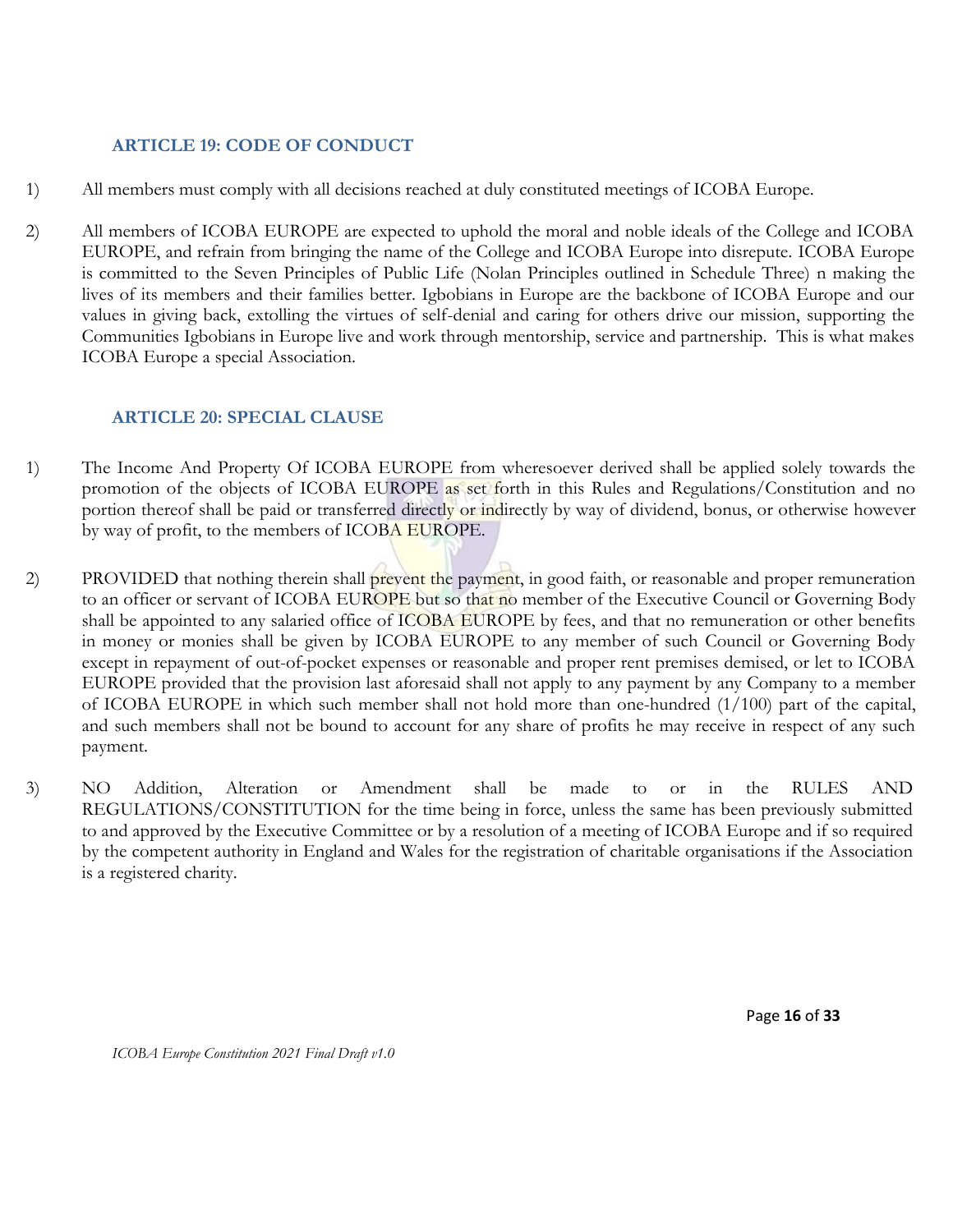### ARTICLE 19: CODE OF CONDUCT

1) All members must comply with all decisions reached at duly constituted meetings of ICOBA Europe.

2) All members of ICOBA EUROPE are expected to uphold the moral and noble ideals of the College and ICOBA EUROPE, and refrain from bringing the name of the College and ICOBA Europe into disrepute. ICOBA Europe is committed to the Seven Principles of Public Life (Nolan Principles outlined in Schedule Three) n making the lives of its members and their families better. Igbobians in Europe are the backbone of ICOBA Europe and our values in giving back, extolling the virtues of self-denial and caring for others drive our mission, supporting the Communities Igbobians in Europe live and work through mentorship, service and partnership. This is what makes ICOBA Europe a special Association.

### ARTICLE 20: SPECIAL CLAUSE

1) The Income And Property Of ICOBA EUROPE from wheresoever derived shall be applied solely towards the promotion of the objects of ICOBA EUROPE as set forth in this Rules and Regulations/Constitution and no portion thereof shall be paid or transferred directly or indirectly by way of dividend, bonus, or otherwise however by way of profit, to the members of ICOBA EUROPE.

2) PROVIDED that nothing therein shall prevent the payment, in good faith, or reasonable and proper remuneration to an officer or servant of ICOBA EUROPE but so that no member of the Executive Council or Governing Body shall be appointed to any salaried office of ICOBA EUROPE by fees, and that no remuneration or other benefits in money or monies shall be given by ICOBA EUROPE to any member of such Council or Governing Body except in repayment of out-of-pocket expenses or reasonable and proper rent premises demised, or let to ICOBA EUROPE provided that the provision last aforesaid shall not apply to any payment by any Company to a member of ICOBA EUROPE in which such member shall not hold more than one-hundred (1/100) part of the capital, and such members shall not be bound to account for any share of profits he may receive in respect of any such payment.

3) NO Addition, Alteration or Amendment shall be made to or in the RULES AND REGULATIONS/CONSTITUTION for the time being in force, unless the same has been previously submitted to and approved by the Executive Committee or by a resolution of a meeting of ICOBA Europe and if so required by the competent authority in England and Wales for the registration of charitable organisations if the Association is a registered charity.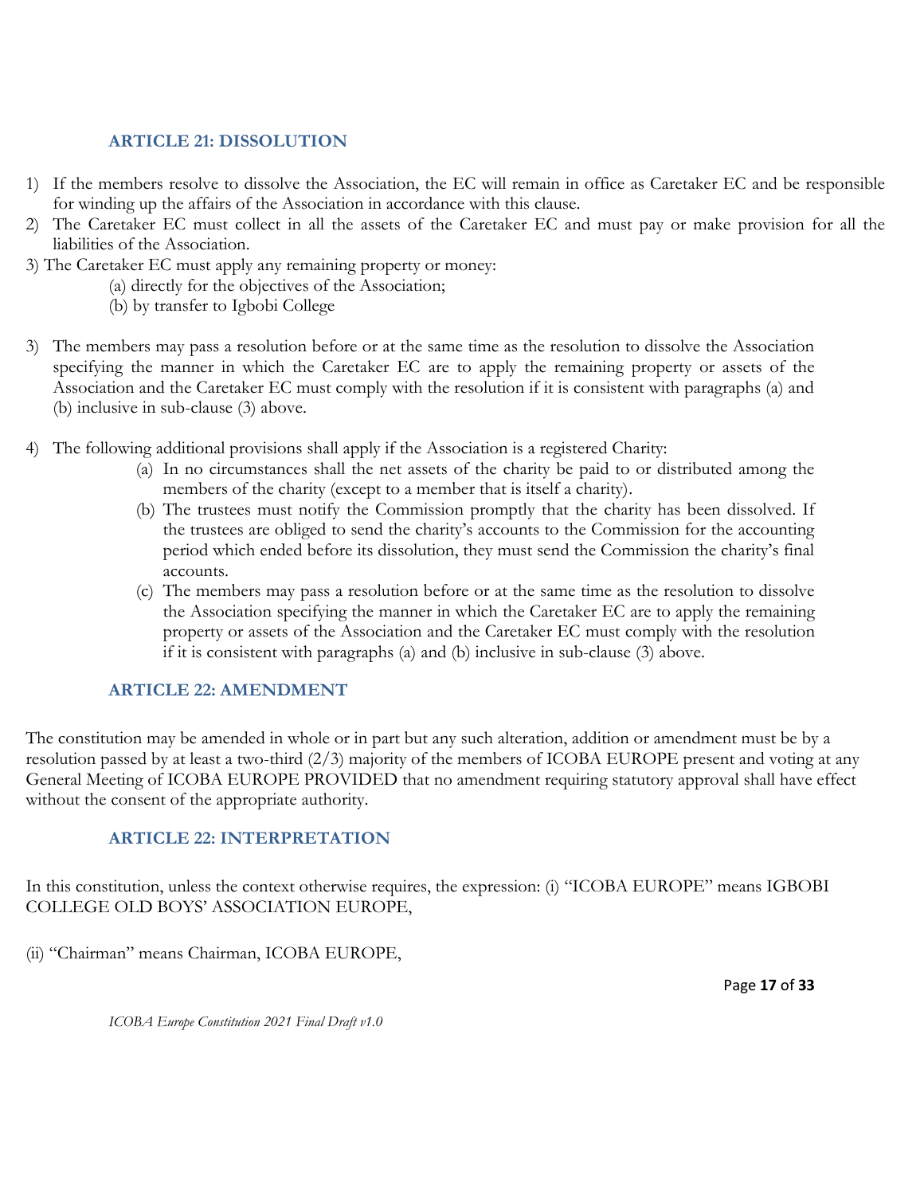### ARTICLE 21: DISSOLUTION

1) If the members resolve to dissolve the Association, the EC will remain in office as Caretaker EC and be responsible for winding up the affairs of the Association in accordance with this clause.
2) The Caretaker EC must collect in all the assets of the Caretaker EC and must pay or make provision for all the liabilities of the Association.

3) The Caretaker EC must apply any remaining property or money:

   (a) directly for the objectives of the Association;
   (b) by transfer to Igbobi College

3) The members may pass a resolution before or at the same time as the resolution to dissolve the Association specifying the manner in which the Caretaker EC are to apply the remaining property or assets of the Association and the Caretaker EC must comply with the resolution if it is consistent with paragraphs (a) and (b) inclusive in sub-clause (3) above.

4) The following additional provisions shall apply if the Association is a registered Charity:

   (a) In no circumstances shall the net assets of the charity be paid to or distributed among the members of the charity (except to a member that is itself a charity).
   (b) The trustees must notify the Commission promptly that the charity has been dissolved. If the trustees are obliged to send the charity's accounts to the Commission for the accounting period which ended before its dissolution, they must send the Commission the charity's final accounts.
   (c) The members may pass a resolution before or at the same time as the resolution to dissolve the Association specifying the manner in which the Caretaker EC are to apply the remaining property or assets of the Association and the Caretaker EC must comply with the resolution if it is consistent with paragraphs (a) and (b) inclusive in sub-clause (3) above.

### ARTICLE 22: AMENDMENT

The constitution may be amended in whole or in part but any such alteration, addition or amendment must be by a resolution passed by at least a two-third (2/3) majority of the members of ICOBA EUROPE present and voting at any General Meeting of ICOBA EUROPE PROVIDED that no amendment requiring statutory approval shall have effect without the consent of the appropriate authority.

### ARTICLE 22: INTERPRETATION

In this constitution, unless the context otherwise requires, the expression: (i) "ICOBA EUROPE" means IGBOBI COLLEGE OLD BOYS' ASSOCIATION EUROPE,

(ii) "Chairman" means Chairman, ICOBA EUROPE,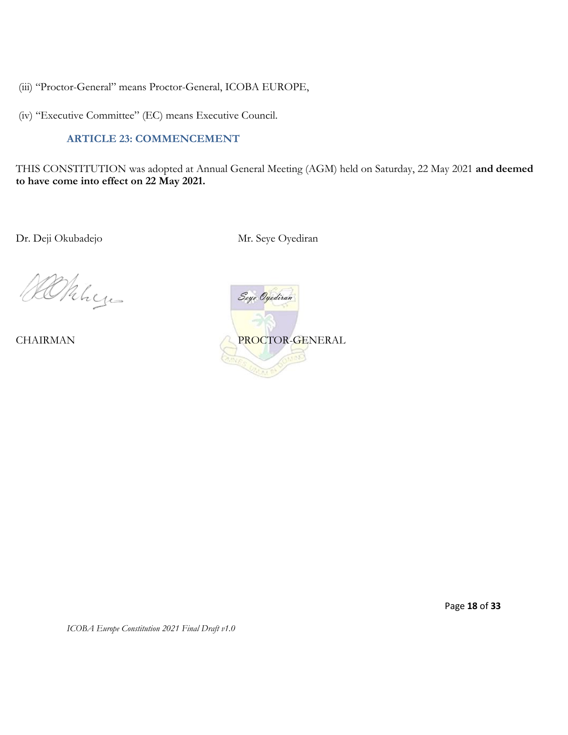(iii) "Proctor-General" means Proctor-General, ICOBA EUROPE,

(iv) "Executive Committee" (EC) means Executive Council.

## ARTICLE 23: COMMENCEMENT

THIS CONSTITUTION was adopted at Annual General Meeting (AGM) held on Saturday, 22 May 2021 **and deemed to have come into effect on 22 May 2021.**

| Dr. Deji Okubadejo | Mr. Seye Oyediran |
| --- | --- |
| | *Seye Oyediran* |
| CHAIRMAN | PROCTOR-GENERAL |

*ICOBA Europe Constitution 2021 Final Draft v1.0*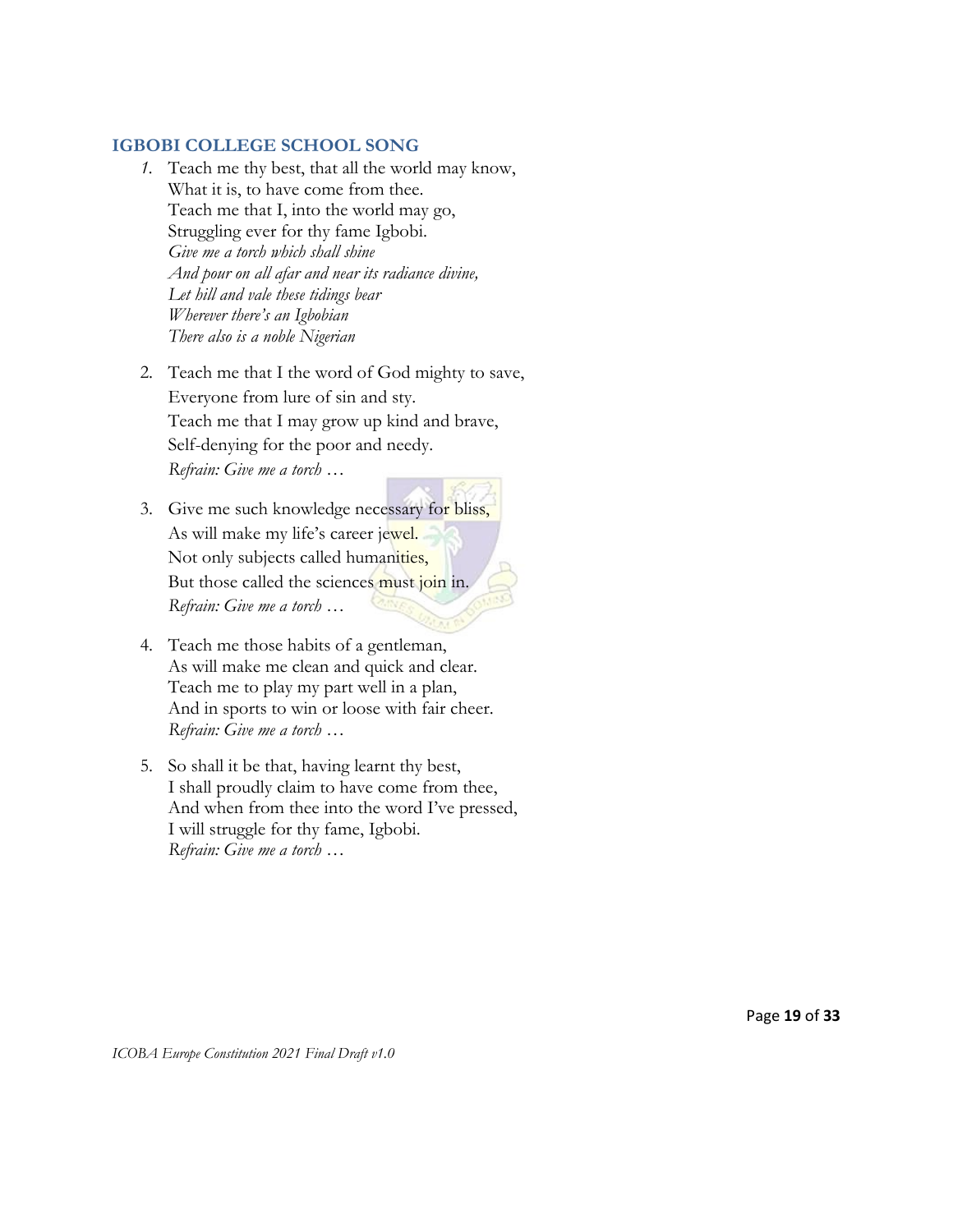### IGBOBI COLLEGE SCHOOL SONG

1. Teach me thy best, that all the world may know,  
   What it is, to have come from thee.  
   Teach me that I, into the world may go,  
   Struggling ever for thy fame Igbobi.  
   *Give me a torch which shall shine*  
   *And pour on all afar and near its radiance divine,*  
   *Let hill and vale these tidings bear*  
   *Wherever there's an Igbobian*  
   *There also is a noble Nigerian*

2. Teach me that I the word of God mighty to save,  
   Everyone from lure of sin and sty.  
   Teach me that I may grow up kind and brave,  
   Self-denying for the poor and needy.  
   *Refrain: Give me a torch …*

3. Give me such knowledge necessary for bliss,  
   As will make my life's career jewel.  
   Not only subjects called humanities,  
   But those called the sciences must join in.  
   *Refrain: Give me a torch …*

4. Teach me those habits of a gentleman,  
   As will make me clean and quick and clear.  
   Teach me to play my part well in a plan,  
   And in sports to win or loose with fair cheer.  
   *Refrain: Give me a torch …*

5. So shall it be that, having learnt thy best,  
   I shall proudly claim to have come from thee,  
   And when from thee into the word I've pressed,  
   I will struggle for thy fame, Igbobi.  
   *Refrain: Give me a torch …*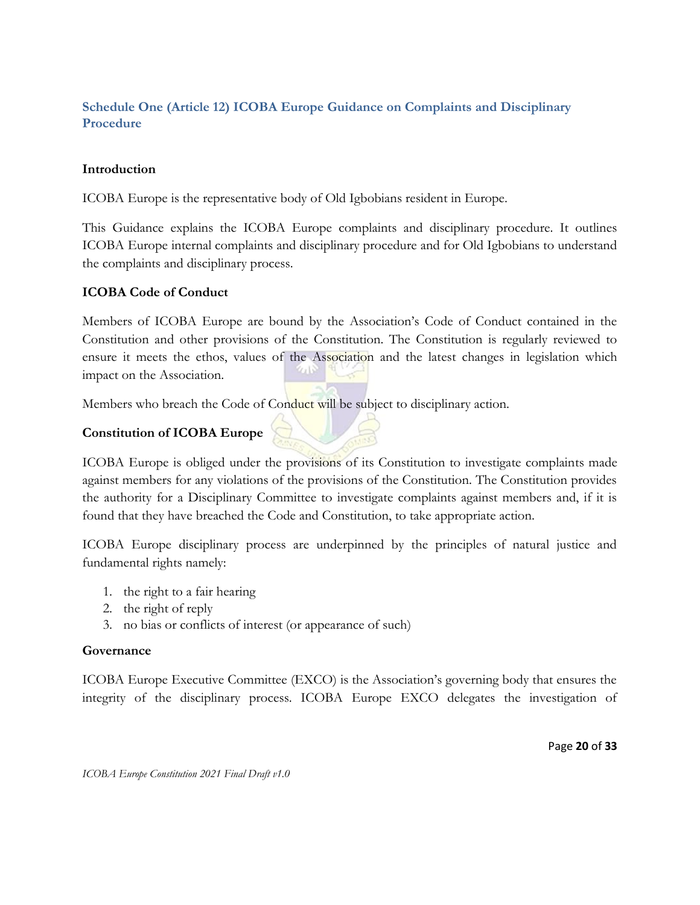## Schedule One (Article 12) ICOBA Europe Guidance on Complaints and Disciplinary Procedure

### Introduction

ICOBA Europe is the representative body of Old Igbobians resident in Europe.

This Guidance explains the ICOBA Europe complaints and disciplinary procedure. It outlines ICOBA Europe internal complaints and disciplinary procedure and for Old Igbobians to understand the complaints and disciplinary process.

### ICOBA Code of Conduct

Members of ICOBA Europe are bound by the Association's Code of Conduct contained in the Constitution and other provisions of the Constitution. The Constitution is regularly reviewed to ensure it meets the ethos, values of the Association and the latest changes in legislation which impact on the Association.

Members who breach the Code of Conduct will be subject to disciplinary action.

### Constitution of ICOBA Europe

ICOBA Europe is obliged under the provisions of its Constitution to investigate complaints made against members for any violations of the provisions of the Constitution. The Constitution provides the authority for a Disciplinary Committee to investigate complaints against members and, if it is found that they have breached the Code and Constitution, to take appropriate action.

ICOBA Europe disciplinary process are underpinned by the principles of natural justice and fundamental rights namely:

1. the right to a fair hearing
2. the right of reply
3. no bias or conflicts of interest (or appearance of such)

### Governance

ICOBA Europe Executive Committee (EXCO) is the Association's governing body that ensures the integrity of the disciplinary process. ICOBA Europe EXCO delegates the investigation of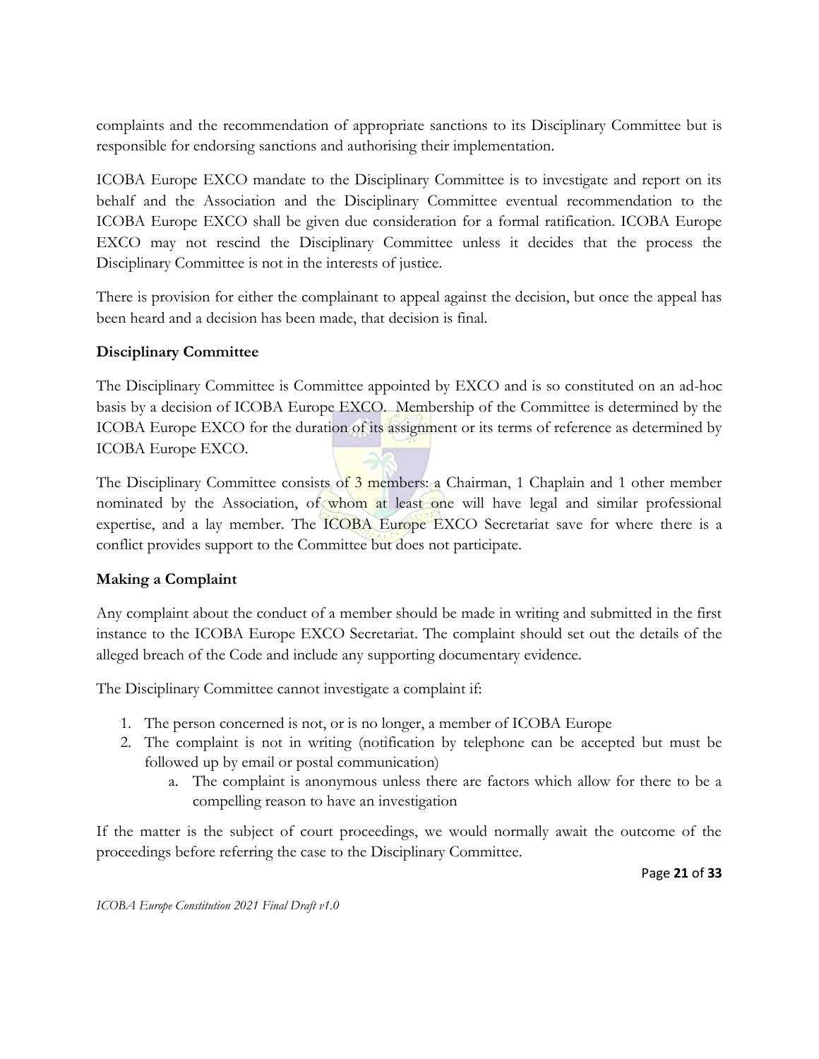complaints and the recommendation of appropriate sanctions to its Disciplinary Committee but is responsible for endorsing sanctions and authorising their implementation.

ICOBA Europe EXCO mandate to the Disciplinary Committee is to investigate and report on its behalf and the Association and the Disciplinary Committee eventual recommendation to the ICOBA Europe EXCO shall be given due consideration for a formal ratification. ICOBA Europe EXCO may not rescind the Disciplinary Committee unless it decides that the process the Disciplinary Committee is not in the interests of justice.

There is provision for either the complainant to appeal against the decision, but once the appeal has been heard and a decision has been made, that decision is final.

**Disciplinary Committee**

The Disciplinary Committee is Committee appointed by EXCO and is so constituted on an ad-hoc basis by a decision of ICOBA Europe EXCO. Membership of the Committee is determined by the ICOBA Europe EXCO for the duration of its assignment or its terms of reference as determined by ICOBA Europe EXCO.

The Disciplinary Committee consists of 3 members: a Chairman, 1 Chaplain and 1 other member nominated by the Association, of whom at least one will have legal and similar professional expertise, and a lay member. The ICOBA Europe EXCO Secretariat save for where there is a conflict provides support to the Committee but does not participate.

**Making a Complaint**

Any complaint about the conduct of a member should be made in writing and submitted in the first instance to the ICOBA Europe EXCO Secretariat. The complaint should set out the details of the alleged breach of the Code and include any supporting documentary evidence.

The Disciplinary Committee cannot investigate a complaint if:

1. The person concerned is not, or is no longer, a member of ICOBA Europe
2. The complaint is not in writing (notification by telephone can be accepted but must be followed up by email or postal communication)
    a. The complaint is anonymous unless there are factors which allow for there to be a compelling reason to have an investigation

If the matter is the subject of court proceedings, we would normally await the outcome of the proceedings before referring the case to the Disciplinary Committee.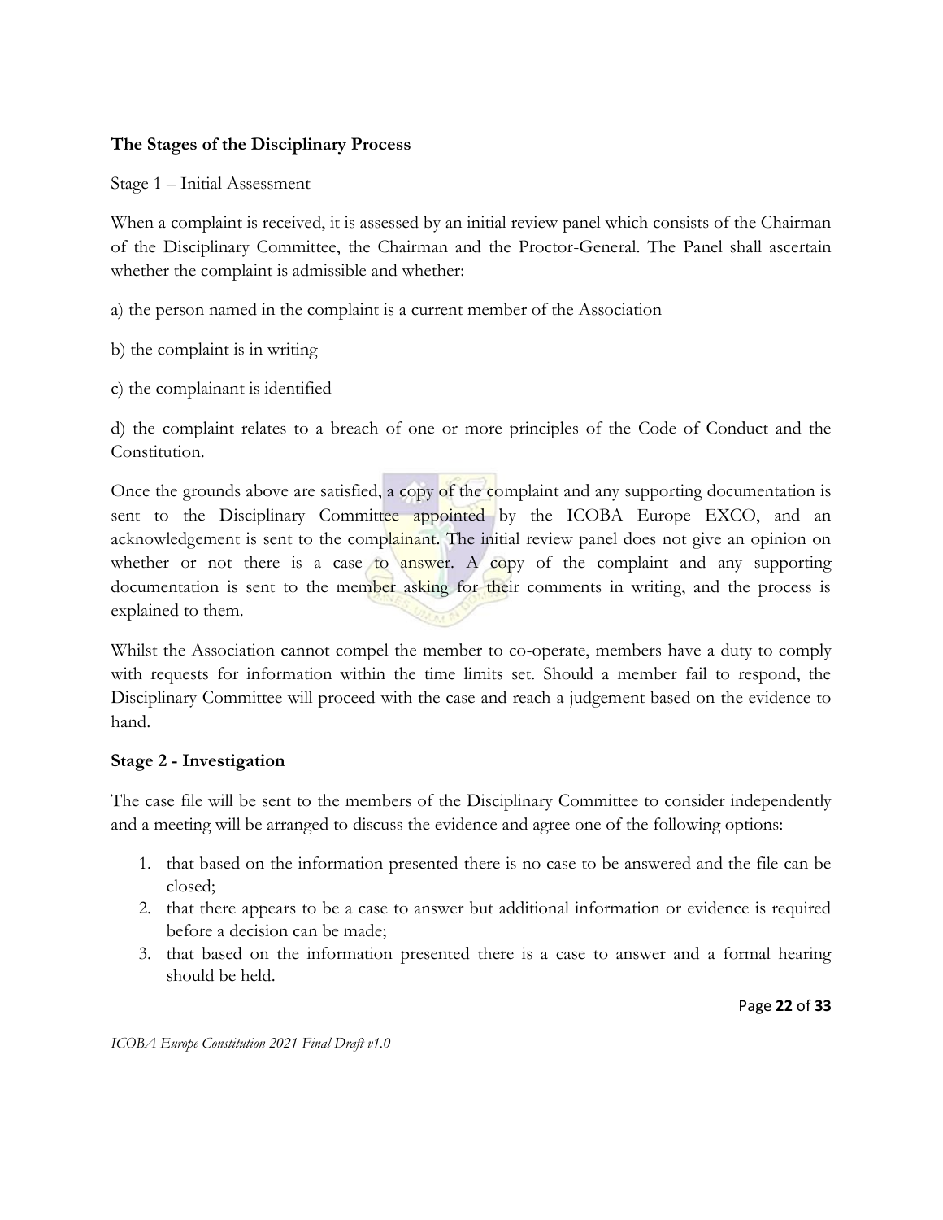**The Stages of the Disciplinary Process**

Stage 1 – Initial Assessment

When a complaint is received, it is assessed by an initial review panel which consists of the Chairman of the Disciplinary Committee, the Chairman and the Proctor-General. The Panel shall ascertain whether the complaint is admissible and whether:

a) the person named in the complaint is a current member of the Association

b) the complaint is in writing

c) the complainant is identified

d) the complaint relates to a breach of one or more principles of the Code of Conduct and the Constitution.

Once the grounds above are satisfied, a copy of the complaint and any supporting documentation is sent to the Disciplinary Committee appointed by the ICOBA Europe EXCO, and an acknowledgement is sent to the complainant. The initial review panel does not give an opinion on whether or not there is a case to answer. A copy of the complaint and any supporting documentation is sent to the member asking for their comments in writing, and the process is explained to them.

Whilst the Association cannot compel the member to co-operate, members have a duty to comply with requests for information within the time limits set. Should a member fail to respond, the Disciplinary Committee will proceed with the case and reach a judgement based on the evidence to hand.

**Stage 2 - Investigation**

The case file will be sent to the members of the Disciplinary Committee to consider independently and a meeting will be arranged to discuss the evidence and agree one of the following options:

1. that based on the information presented there is no case to be answered and the file can be closed;
2. that there appears to be a case to answer but additional information or evidence is required before a decision can be made;
3. that based on the information presented there is a case to answer and a formal hearing should be held.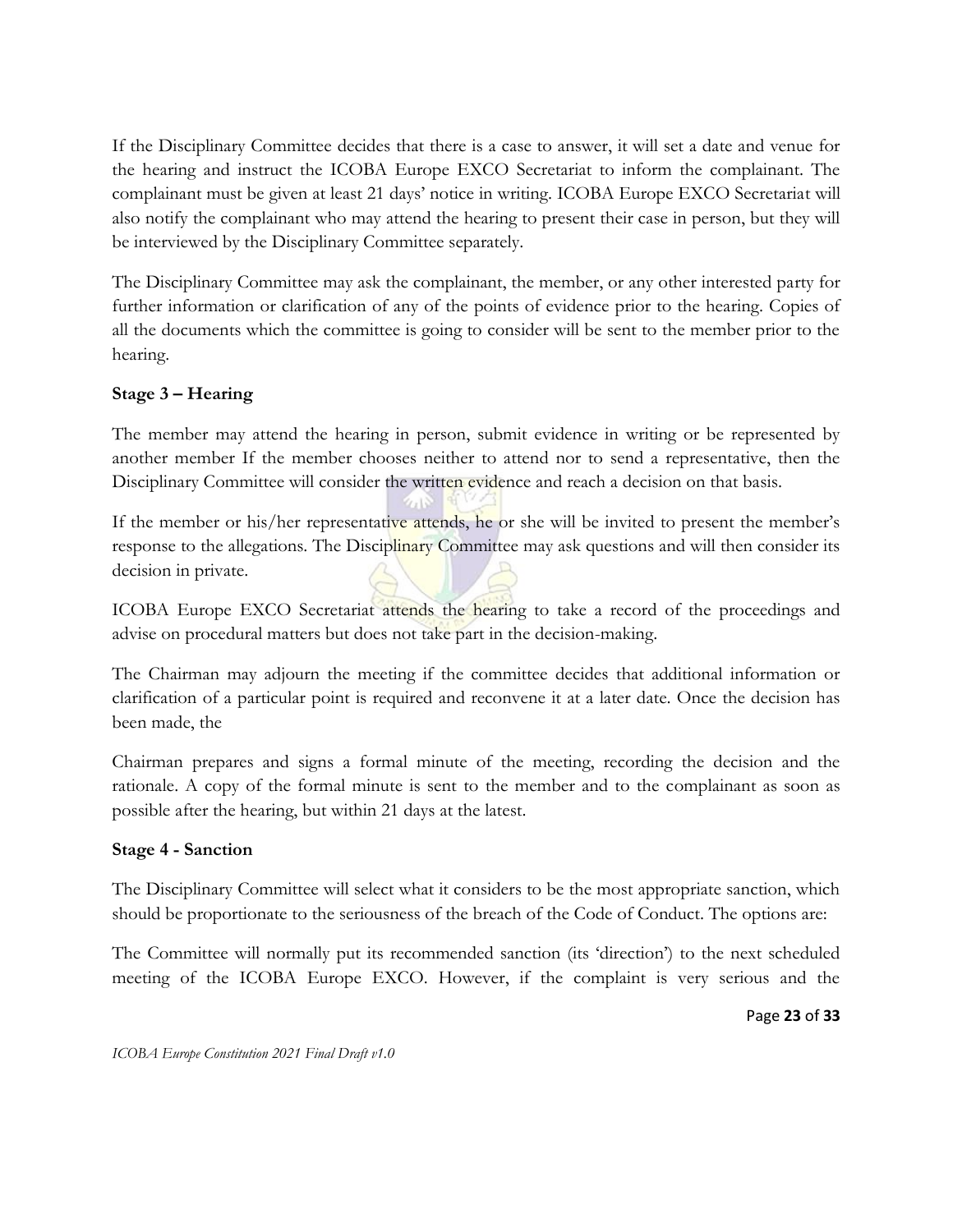If the Disciplinary Committee decides that there is a case to answer, it will set a date and venue for the hearing and instruct the ICOBA Europe EXCO Secretariat to inform the complainant. The complainant must be given at least 21 days' notice in writing. ICOBA Europe EXCO Secretariat will also notify the complainant who may attend the hearing to present their case in person, but they will be interviewed by the Disciplinary Committee separately.

The Disciplinary Committee may ask the complainant, the member, or any other interested party for further information or clarification of any of the points of evidence prior to the hearing. Copies of all the documents which the committee is going to consider will be sent to the member prior to the hearing.

**Stage 3 – Hearing**

The member may attend the hearing in person, submit evidence in writing or be represented by another member If the member chooses neither to attend nor to send a representative, then the Disciplinary Committee will consider the written evidence and reach a decision on that basis.

If the member or his/her representative attends, he or she will be invited to present the member's response to the allegations. The Disciplinary Committee may ask questions and will then consider its decision in private.

ICOBA Europe EXCO Secretariat attends the hearing to take a record of the proceedings and advise on procedural matters but does not take part in the decision-making.

The Chairman may adjourn the meeting if the committee decides that additional information or clarification of a particular point is required and reconvene it at a later date. Once the decision has been made, the

Chairman prepares and signs a formal minute of the meeting, recording the decision and the rationale. A copy of the formal minute is sent to the member and to the complainant as soon as possible after the hearing, but within 21 days at the latest.

**Stage 4 - Sanction**

The Disciplinary Committee will select what it considers to be the most appropriate sanction, which should be proportionate to the seriousness of the breach of the Code of Conduct. The options are:

The Committee will normally put its recommended sanction (its 'direction') to the next scheduled meeting of the ICOBA Europe EXCO. However, if the complaint is very serious and the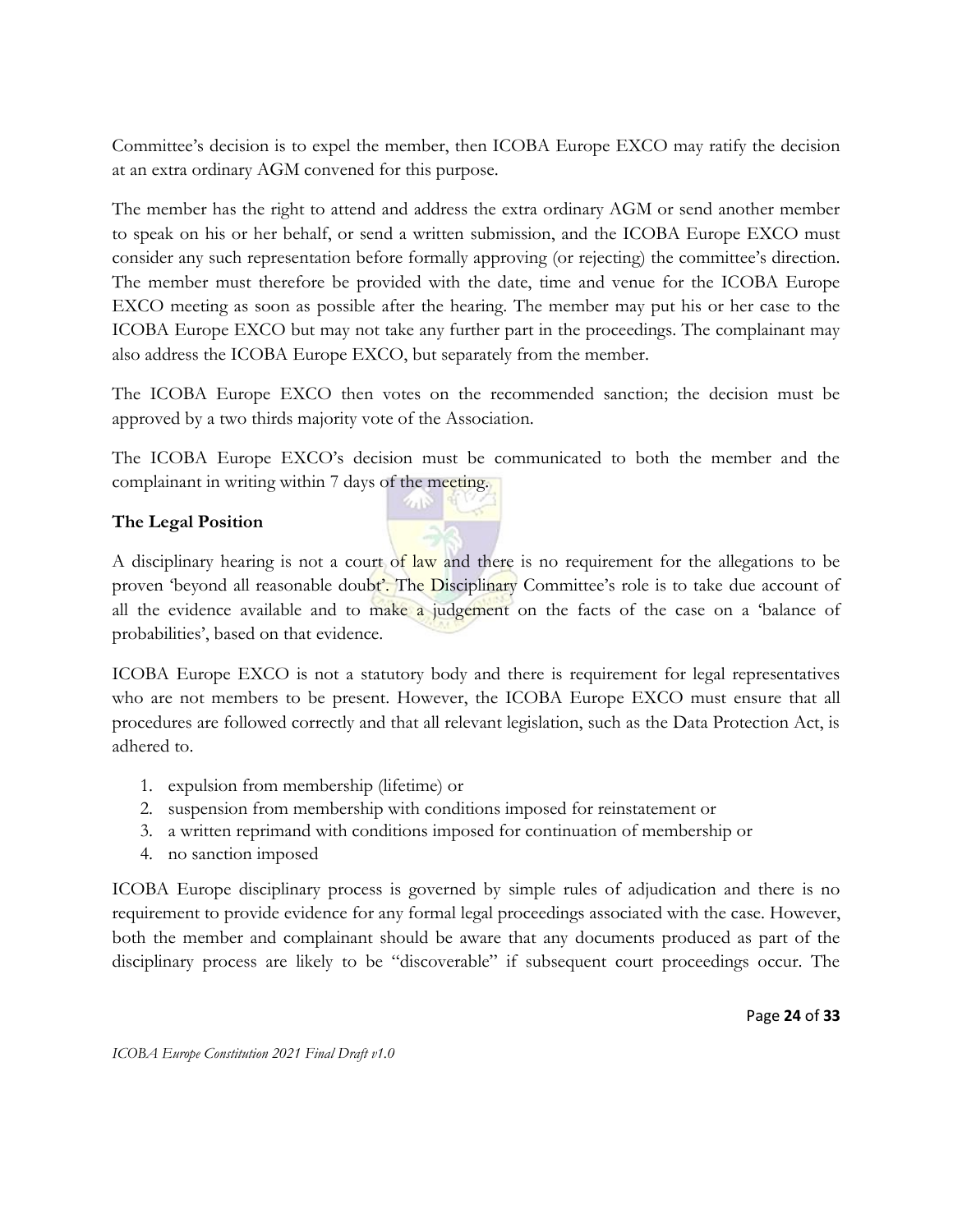Committee's decision is to expel the member, then ICOBA Europe EXCO may ratify the decision at an extra ordinary AGM convened for this purpose.

The member has the right to attend and address the extra ordinary AGM or send another member to speak on his or her behalf, or send a written submission, and the ICOBA Europe EXCO must consider any such representation before formally approving (or rejecting) the committee's direction. The member must therefore be provided with the date, time and venue for the ICOBA Europe EXCO meeting as soon as possible after the hearing. The member may put his or her case to the ICOBA Europe EXCO but may not take any further part in the proceedings. The complainant may also address the ICOBA Europe EXCO, but separately from the member.

The ICOBA Europe EXCO then votes on the recommended sanction; the decision must be approved by a two thirds majority vote of the Association.

The ICOBA Europe EXCO's decision must be communicated to both the member and the complainant in writing within 7 days of the meeting.

**The Legal Position**

A disciplinary hearing is not a court of law and there is no requirement for the allegations to be proven 'beyond all reasonable doubt'. The Disciplinary Committee's role is to take due account of all the evidence available and to make a judgement on the facts of the case on a 'balance of probabilities', based on that evidence.

ICOBA Europe EXCO is not a statutory body and there is requirement for legal representatives who are not members to be present. However, the ICOBA Europe EXCO must ensure that all procedures are followed correctly and that all relevant legislation, such as the Data Protection Act, is adhered to.

1. expulsion from membership (lifetime) or
2. suspension from membership with conditions imposed for reinstatement or
3. a written reprimand with conditions imposed for continuation of membership or
4. no sanction imposed

ICOBA Europe disciplinary process is governed by simple rules of adjudication and there is no requirement to provide evidence for any formal legal proceedings associated with the case. However, both the member and complainant should be aware that any documents produced as part of the disciplinary process are likely to be "discoverable" if subsequent court proceedings occur. The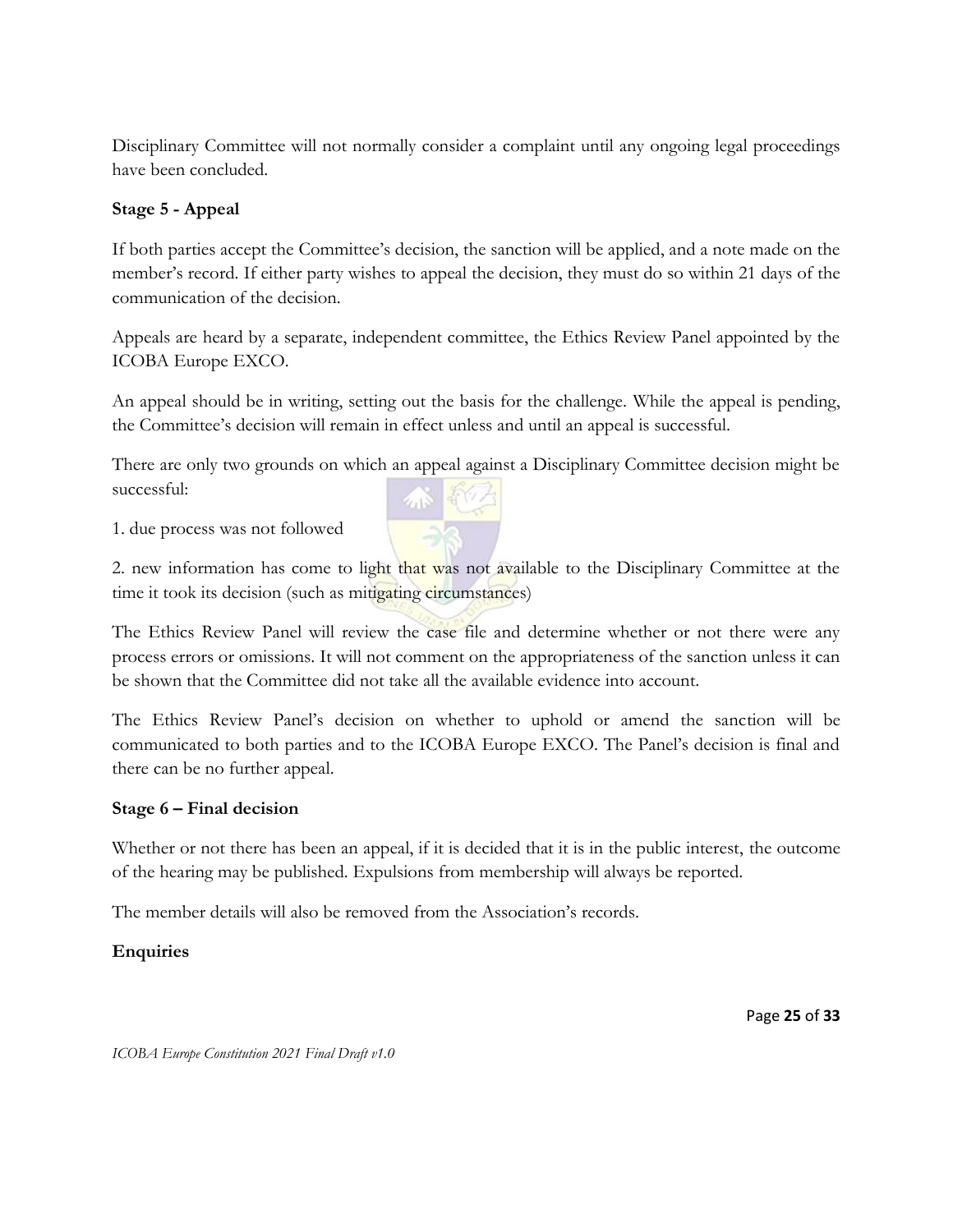Disciplinary Committee will not normally consider a complaint until any ongoing legal proceedings have been concluded.

**Stage 5 - Appeal**

If both parties accept the Committee's decision, the sanction will be applied, and a note made on the member's record. If either party wishes to appeal the decision, they must do so within 21 days of the communication of the decision.

Appeals are heard by a separate, independent committee, the Ethics Review Panel appointed by the ICOBA Europe EXCO.

An appeal should be in writing, setting out the basis for the challenge. While the appeal is pending, the Committee's decision will remain in effect unless and until an appeal is successful.

There are only two grounds on which an appeal against a Disciplinary Committee decision might be successful:

1. due process was not followed

2. new information has come to light that was not available to the Disciplinary Committee at the time it took its decision (such as mitigating circumstances)

The Ethics Review Panel will review the case file and determine whether or not there were any process errors or omissions. It will not comment on the appropriateness of the sanction unless it can be shown that the Committee did not take all the available evidence into account.

The Ethics Review Panel's decision on whether to uphold or amend the sanction will be communicated to both parties and to the ICOBA Europe EXCO. The Panel's decision is final and there can be no further appeal.

**Stage 6 – Final decision**

Whether or not there has been an appeal, if it is decided that it is in the public interest, the outcome of the hearing may be published. Expulsions from membership will always be reported.

The member details will also be removed from the Association's records.

**Enquiries**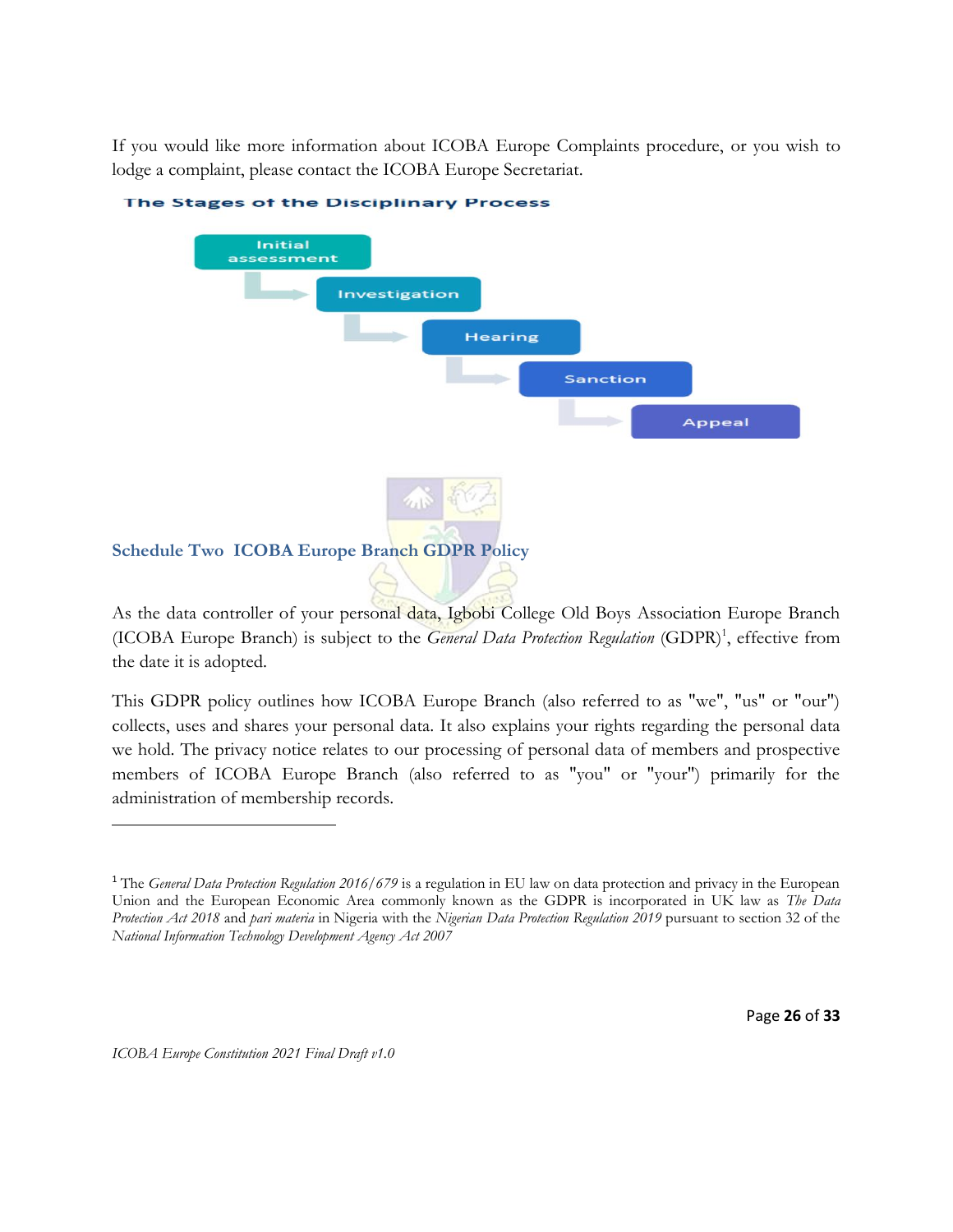If you would like more information about ICOBA Europe Complaints procedure, or you wish to lodge a complaint, please contact the ICOBA Europe Secretariat.

**The Stages of the Disciplinary Process**

Initial assessment

Investigation

Hearing

Sanction

Appeal

## Schedule Two ICOBA Europe Branch GDPR Policy

As the data controller of your personal data, Igbobi College Old Boys Association Europe Branch (ICOBA Europe Branch) is subject to the *General Data Protection Regulation* (GDPR)[1], effective from the date it is adopted.

This GDPR policy outlines how ICOBA Europe Branch (also referred to as "we", "us" or "our") collects, uses and shares your personal data. It also explains your rights regarding the personal data we hold. The privacy notice relates to our processing of personal data of members and prospective members of ICOBA Europe Branch (also referred to as "you" or "your") primarily for the administration of membership records.

---

[1] The *General Data Protection Regulation 2016/679* is a regulation in EU law on data protection and privacy in the European Union and the European Economic Area commonly known as the GDPR is incorporated in UK law as *The Data Protection Act 2018* and *pari materia* in Nigeria with the *Nigerian Data Protection Regulation 2019* pursuant to section 32 of the *National Information Technology Development Agency Act 2007*

*ICOBA Europe Constitution 2021 Final Draft v1.0*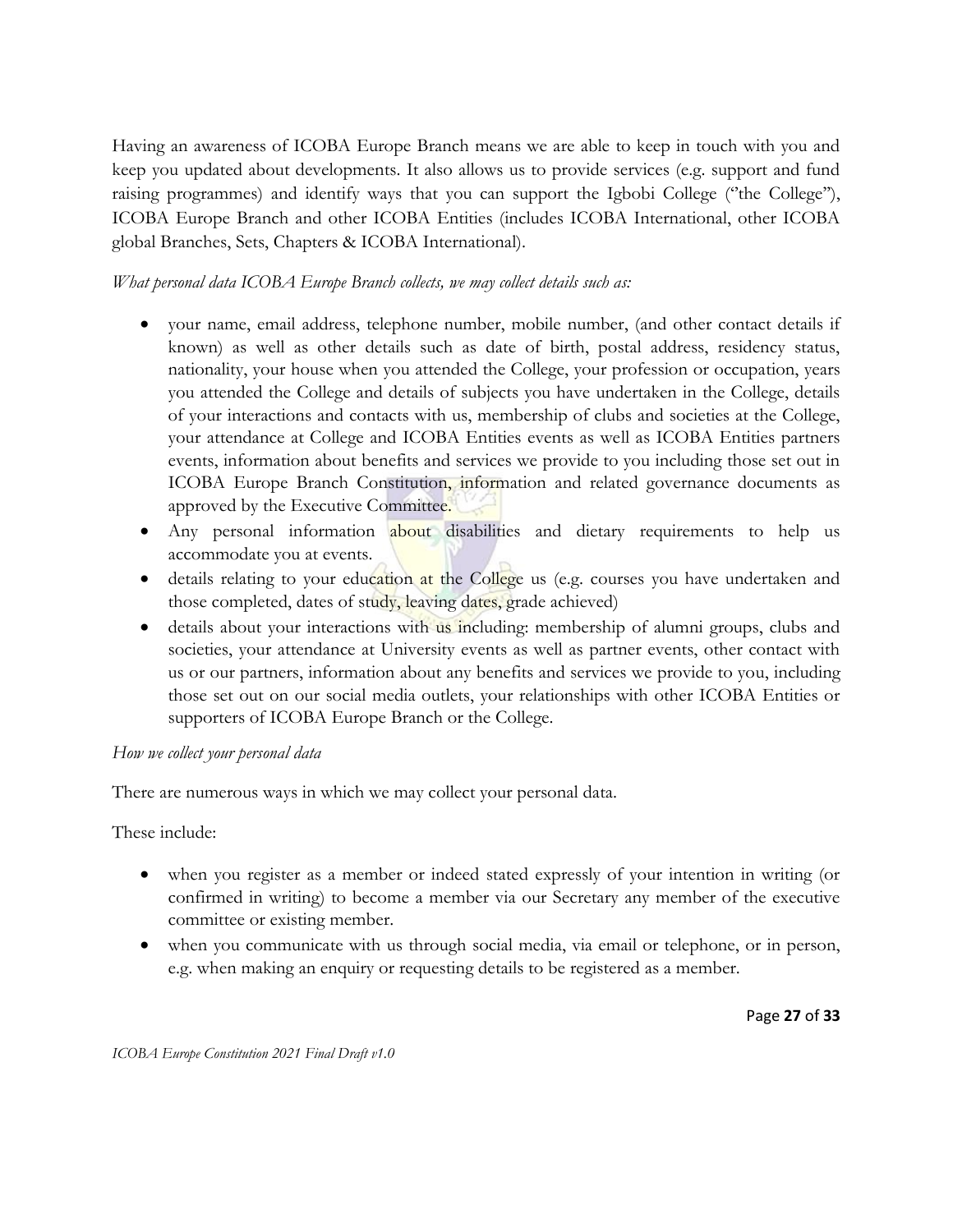Having an awareness of ICOBA Europe Branch means we are able to keep in touch with you and keep you updated about developments. It also allows us to provide services (e.g. support and fund raising programmes) and identify ways that you can support the Igbobi College ("the College"), ICOBA Europe Branch and other ICOBA Entities (includes ICOBA International, other ICOBA global Branches, Sets, Chapters & ICOBA International).

*What personal data ICOBA Europe Branch collects, we may collect details such as:*

- your name, email address, telephone number, mobile number, (and other contact details if known) as well as other details such as date of birth, postal address, residency status, nationality, your house when you attended the College, your profession or occupation, years you attended the College and details of subjects you have undertaken in the College, details of your interactions and contacts with us, membership of clubs and societies at the College, your attendance at College and ICOBA Entities events as well as ICOBA Entities partners events, information about benefits and services we provide to you including those set out in ICOBA Europe Branch Constitution, information and related governance documents as approved by the Executive Committee.
- Any personal information about disabilities and dietary requirements to help us accommodate you at events.
- details relating to your education at the College us (e.g. courses you have undertaken and those completed, dates of study, leaving dates, grade achieved)
- details about your interactions with us including: membership of alumni groups, clubs and societies, your attendance at University events as well as partner events, other contact with us or our partners, information about any benefits and services we provide to you, including those set out on our social media outlets, your relationships with other ICOBA Entities or supporters of ICOBA Europe Branch or the College.

*How we collect your personal data*

There are numerous ways in which we may collect your personal data.

These include:

- when you register as a member or indeed stated expressly of your intention in writing (or confirmed in writing) to become a member via our Secretary any member of the executive committee or existing member.
- when you communicate with us through social media, via email or telephone, or in person, e.g. when making an enquiry or requesting details to be registered as a member.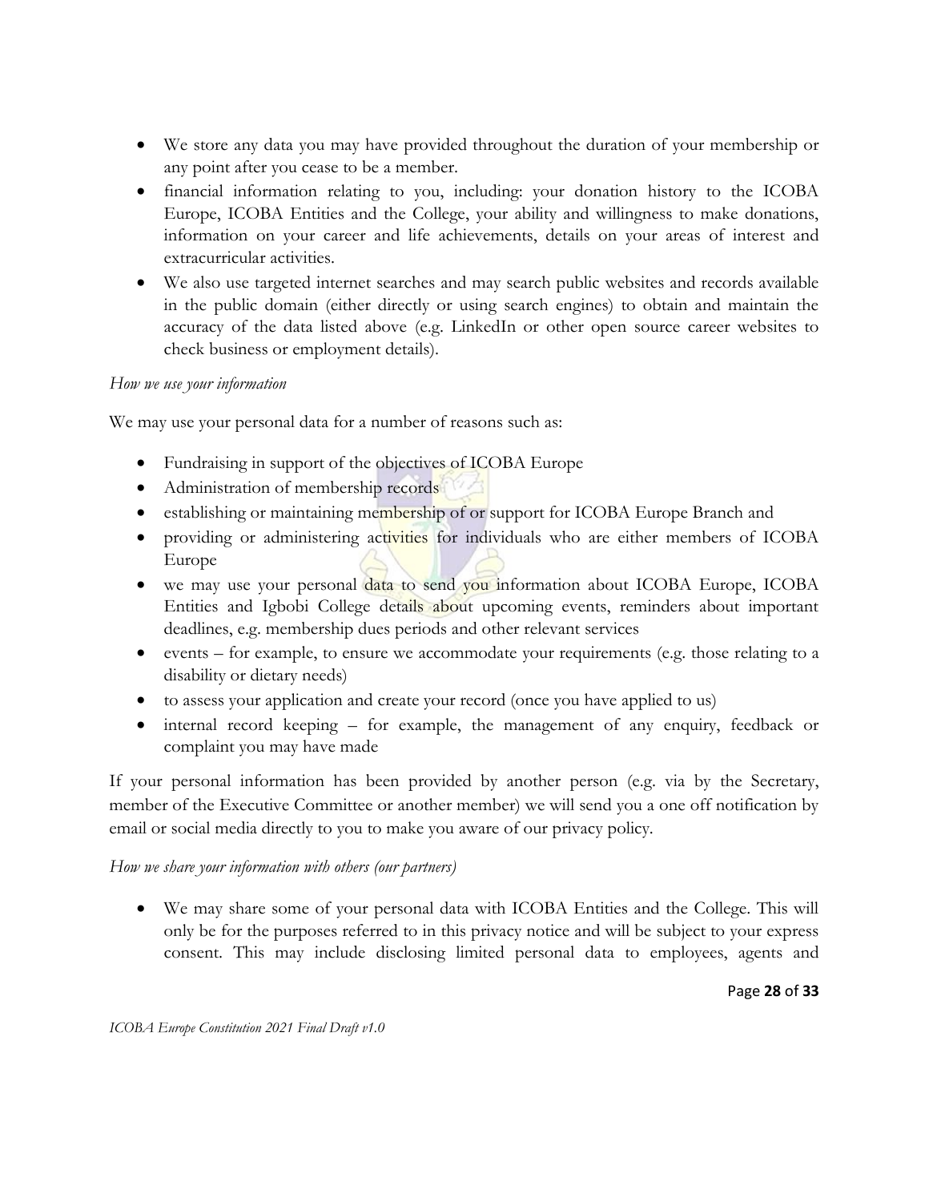- We store any data you may have provided throughout the duration of your membership or any point after you cease to be a member.
- financial information relating to you, including: your donation history to the ICOBA Europe, ICOBA Entities and the College, your ability and willingness to make donations, information on your career and life achievements, details on your areas of interest and extracurricular activities.
- We also use targeted internet searches and may search public websites and records available in the public domain (either directly or using search engines) to obtain and maintain the accuracy of the data listed above (e.g. LinkedIn or other open source career websites to check business or employment details).

*How we use your information*

We may use your personal data for a number of reasons such as:

- Fundraising in support of the objectives of ICOBA Europe
- Administration of membership records
- establishing or maintaining membership of or support for ICOBA Europe Branch and
- providing or administering activities for individuals who are either members of ICOBA Europe
- we may use your personal data to send you information about ICOBA Europe, ICOBA Entities and Igbobi College details about upcoming events, reminders about important deadlines, e.g. membership dues periods and other relevant services
- events – for example, to ensure we accommodate your requirements (e.g. those relating to a disability or dietary needs)
- to assess your application and create your record (once you have applied to us)
- internal record keeping – for example, the management of any enquiry, feedback or complaint you may have made

If your personal information has been provided by another person (e.g. via by the Secretary, member of the Executive Committee or another member) we will send you a one off notification by email or social media directly to you to make you aware of our privacy policy.

*How we share your information with others (our partners)*

- We may share some of your personal data with ICOBA Entities and the College. This will only be for the purposes referred to in this privacy notice and will be subject to your express consent. This may include disclosing limited personal data to employees, agents and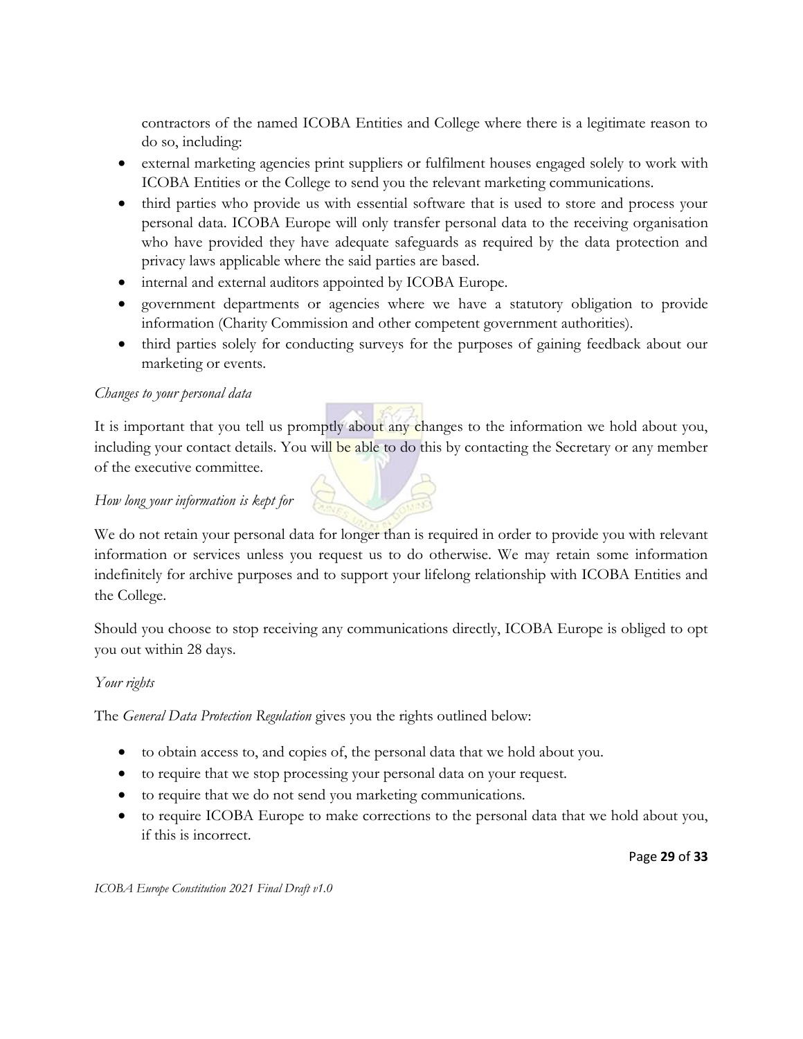contractors of the named ICOBA Entities and College where there is a legitimate reason to do so, including:

- external marketing agencies print suppliers or fulfilment houses engaged solely to work with ICOBA Entities or the College to send you the relevant marketing communications.
- third parties who provide us with essential software that is used to store and process your personal data. ICOBA Europe will only transfer personal data to the receiving organisation who have provided they have adequate safeguards as required by the data protection and privacy laws applicable where the said parties are based.
- internal and external auditors appointed by ICOBA Europe.
- government departments or agencies where we have a statutory obligation to provide information (Charity Commission and other competent government authorities).
- third parties solely for conducting surveys for the purposes of gaining feedback about our marketing or events.

*Changes to your personal data*

It is important that you tell us promptly about any changes to the information we hold about you, including your contact details. You will be able to do this by contacting the Secretary or any member of the executive committee.

*How long your information is kept for*

We do not retain your personal data for longer than is required in order to provide you with relevant information or services unless you request us to do otherwise. We may retain some information indefinitely for archive purposes and to support your lifelong relationship with ICOBA Entities and the College.

Should you choose to stop receiving any communications directly, ICOBA Europe is obliged to opt you out within 28 days.

*Your rights*

The *General Data Protection Regulation* gives you the rights outlined below:

- to obtain access to, and copies of, the personal data that we hold about you.
- to require that we stop processing your personal data on your request.
- to require that we do not send you marketing communications.
- to require ICOBA Europe to make corrections to the personal data that we hold about you, if this is incorrect.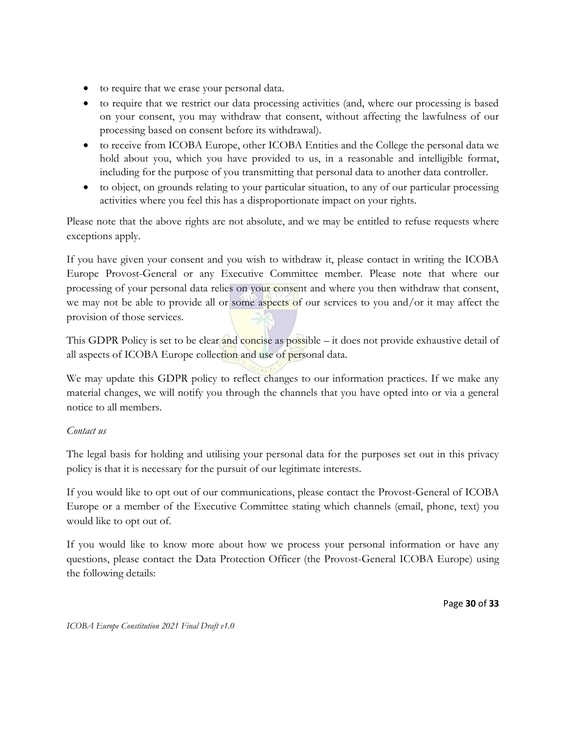- to require that we erase your personal data.
- to require that we restrict our data processing activities (and, where our processing is based on your consent, you may withdraw that consent, without affecting the lawfulness of our processing based on consent before its withdrawal).
- to receive from ICOBA Europe, other ICOBA Entities and the College the personal data we hold about you, which you have provided to us, in a reasonable and intelligible format, including for the purpose of you transmitting that personal data to another data controller.
- to object, on grounds relating to your particular situation, to any of our particular processing activities where you feel this has a disproportionate impact on your rights.

Please note that the above rights are not absolute, and we may be entitled to refuse requests where exceptions apply.

If you have given your consent and you wish to withdraw it, please contact in writing the ICOBA Europe Provost-General or any Executive Committee member. Please note that where our processing of your personal data relies on your consent and where you then withdraw that consent, we may not be able to provide all or some aspects of our services to you and/or it may affect the provision of those services.

This GDPR Policy is set to be clear and concise as possible – it does not provide exhaustive detail of all aspects of ICOBA Europe collection and use of personal data.

We may update this GDPR policy to reflect changes to our information practices. If we make any material changes, we will notify you through the channels that you have opted into or via a general notice to all members.

*Contact us*

The legal basis for holding and utilising your personal data for the purposes set out in this privacy policy is that it is necessary for the pursuit of our legitimate interests.

If you would like to opt out of our communications, please contact the Provost-General of ICOBA Europe or a member of the Executive Committee stating which channels (email, phone, text) you would like to opt out of.

If you would like to know more about how we process your personal information or have any questions, please contact the Data Protection Officer (the Provost-General ICOBA Europe) using the following details: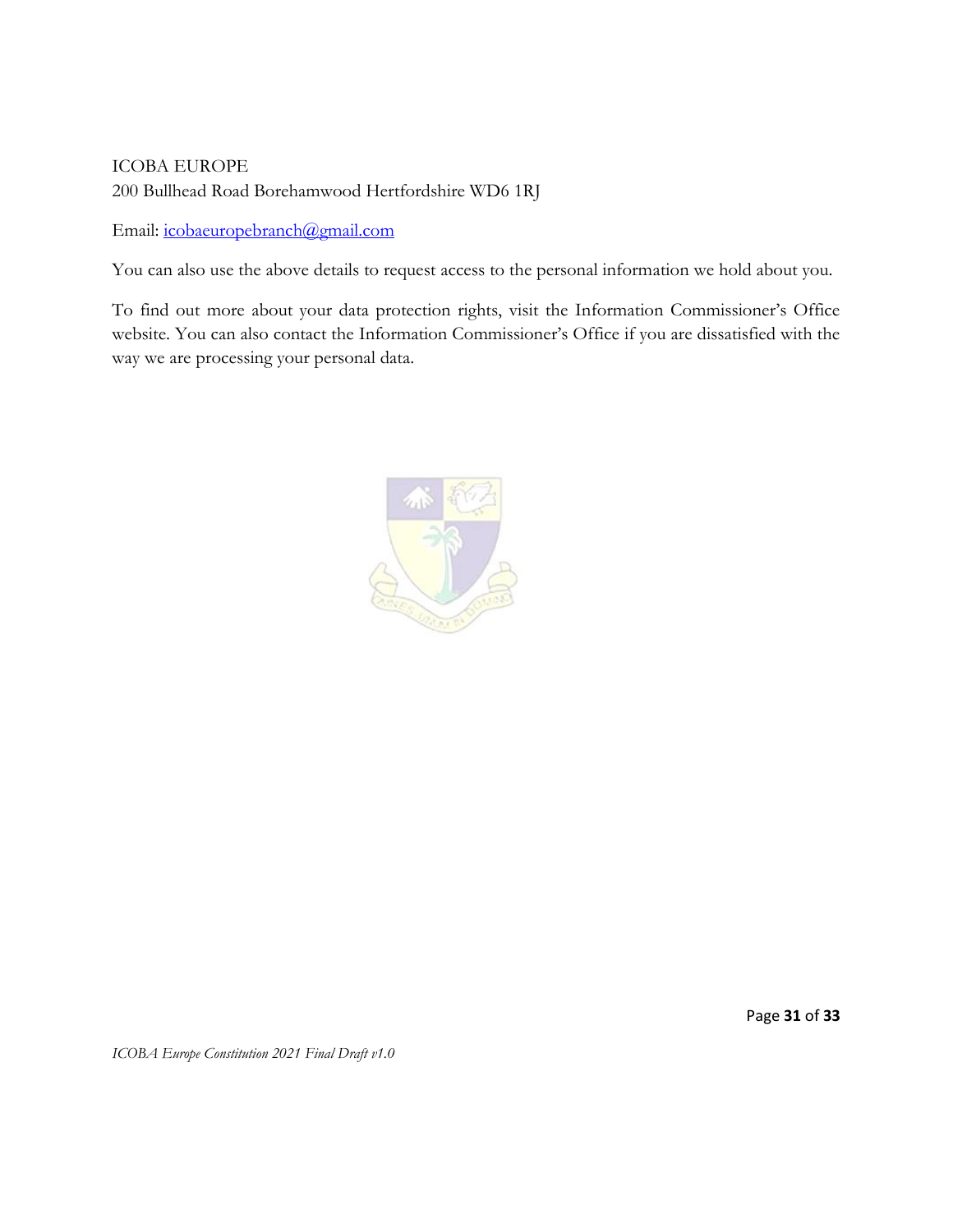ICOBA EUROPE
200 Bullhead Road Borehamwood Hertfordshire WD6 1RJ

Email: icobaeuropebranch@gmail.com

You can also use the above details to request access to the personal information we hold about you.

To find out more about your data protection rights, visit the Information Commissioner's Office website. You can also contact the Information Commissioner's Office if you are dissatisfied with the way we are processing your personal data.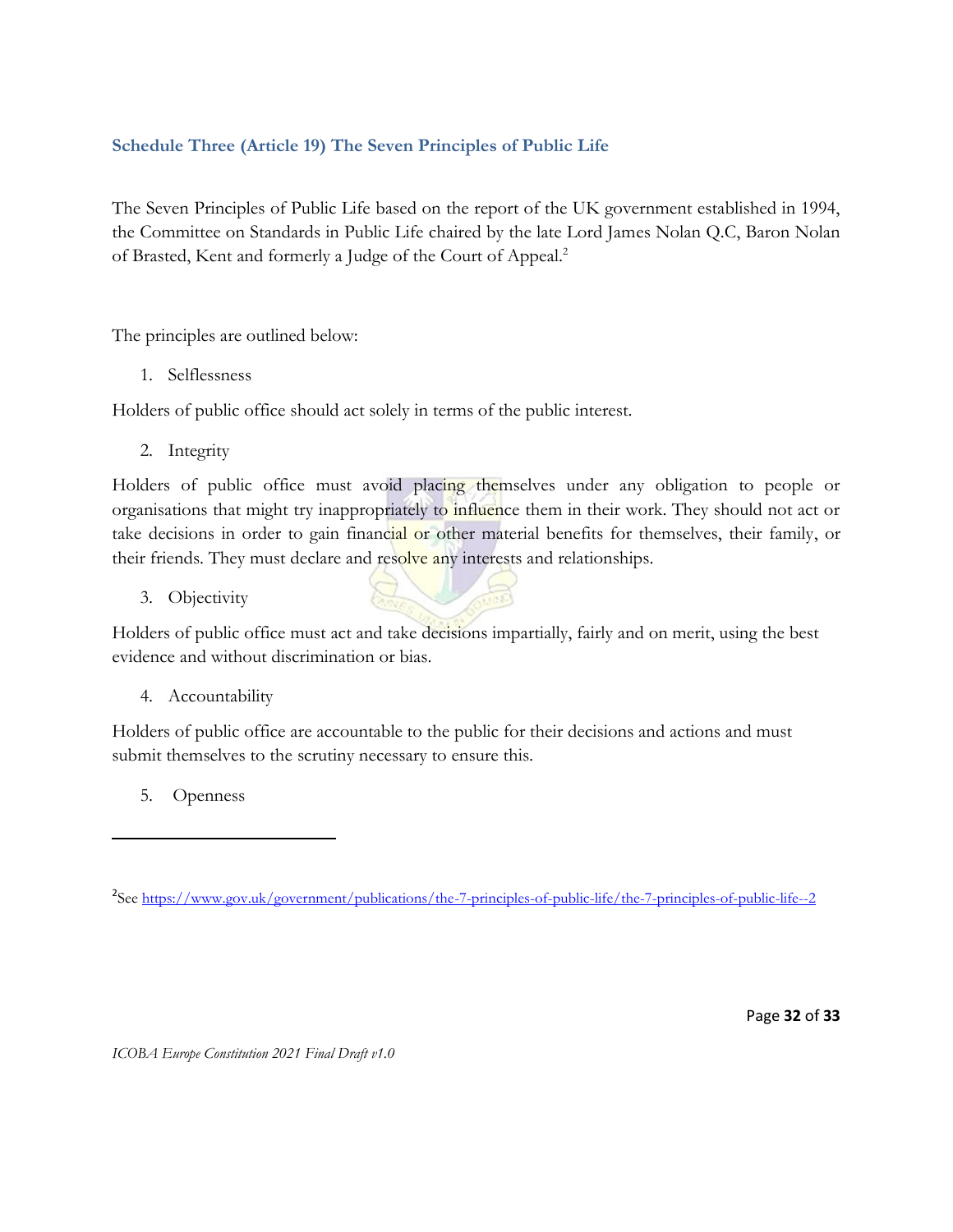## Schedule Three (Article 19) The Seven Principles of Public Life

The Seven Principles of Public Life based on the report of the UK government established in 1994, the Committee on Standards in Public Life chaired by the late Lord James Nolan Q.C, Baron Nolan of Brasted, Kent and formerly a Judge of the Court of Appeal.[2]

The principles are outlined below:

1. Selflessness

Holders of public office should act solely in terms of the public interest.

2. Integrity

Holders of public office must avoid placing themselves under any obligation to people or organisations that might try inappropriately to influence them in their work. They should not act or take decisions in order to gain financial or other material benefits for themselves, their family, or their friends. They must declare and resolve any interests and relationships.

3. Objectivity

Holders of public office must act and take decisions impartially, fairly and on merit, using the best evidence and without discrimination or bias.

4. Accountability

Holders of public office are accountable to the public for their decisions and actions and must submit themselves to the scrutiny necessary to ensure this.

5. Openness

---

[2] See https://www.gov.uk/government/publications/the-7-principles-of-public-life/the-7-principles-of-public-life--2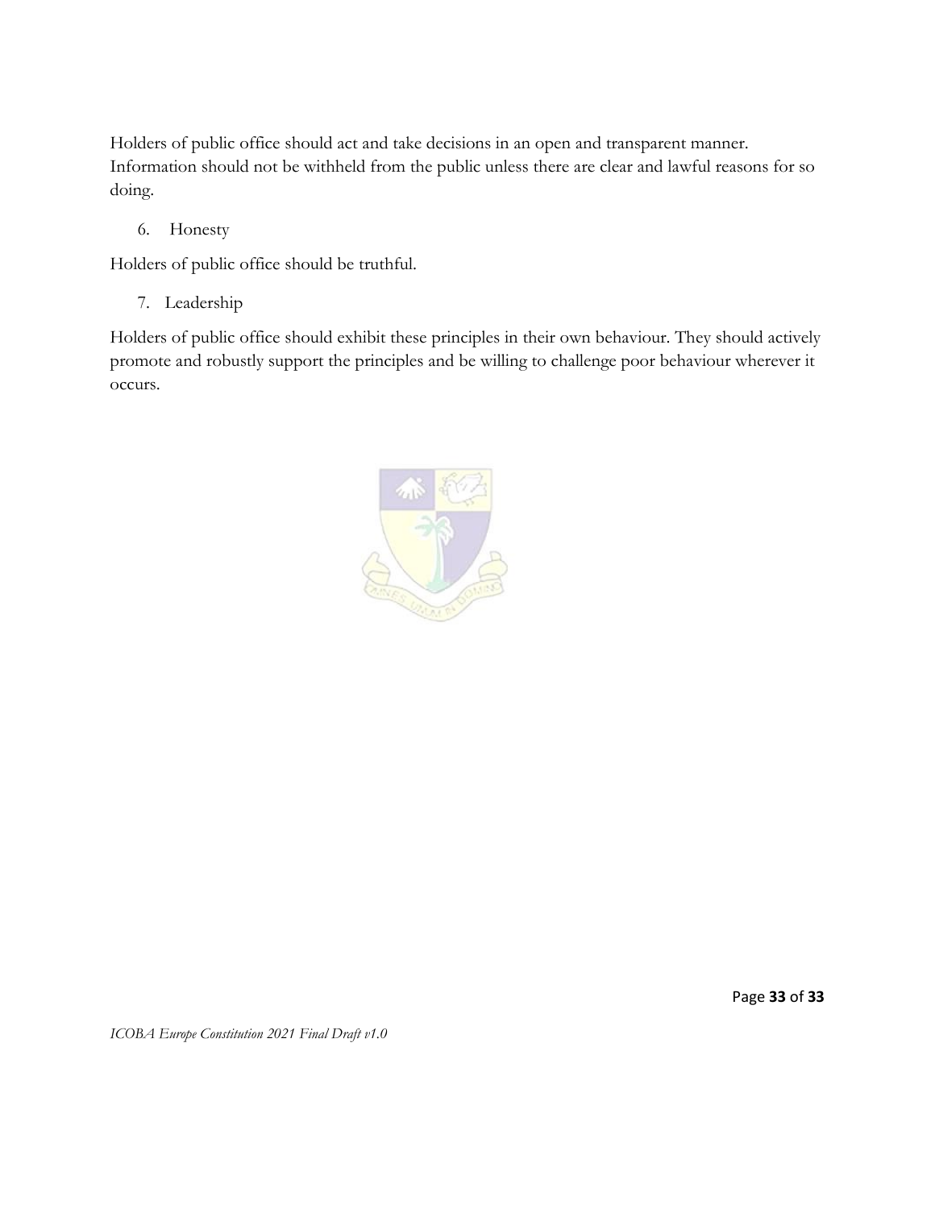Holders of public office should act and take decisions in an open and transparent manner. Information should not be withheld from the public unless there are clear and lawful reasons for so doing.

6. Honesty

Holders of public office should be truthful.

7. Leadership

Holders of public office should exhibit these principles in their own behaviour. They should actively promote and robustly support the principles and be willing to challenge poor behaviour wherever it occurs.